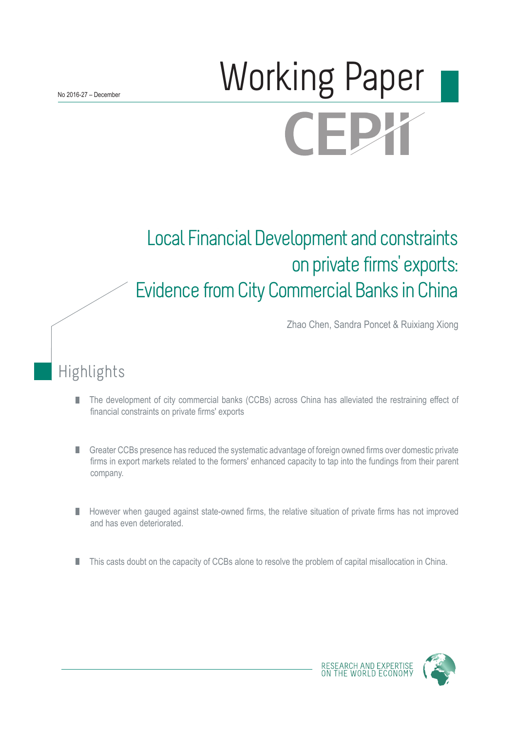No 2016-27 – December

# Working Paper

CEPII

# Local Financial Development and constraints on private firms' exports: Evidence from City Commercial Banks in China

Zhao Chen, Sandra Poncet & Ruixiang Xiong

## Highlights

- The development of city commercial banks (CCBs) across China has alleviated the restraining effect of financial constraints on private firms' exports
- Greater CCBs presence has reduced the systematic advantage of foreign owned firms over domestic private firms in export markets related to the formers' enhanced capacity to tap into the fundings from their parent company.
- However when gauged against state-owned firms, the relative situation of private firms has not improved and has even deteriorated.
- This casts doubt on the capacity of CCBs alone to resolve the problem of capital misallocation in China.

RESEARCH AND EXPERTISE ON THE WORLD ECONOMY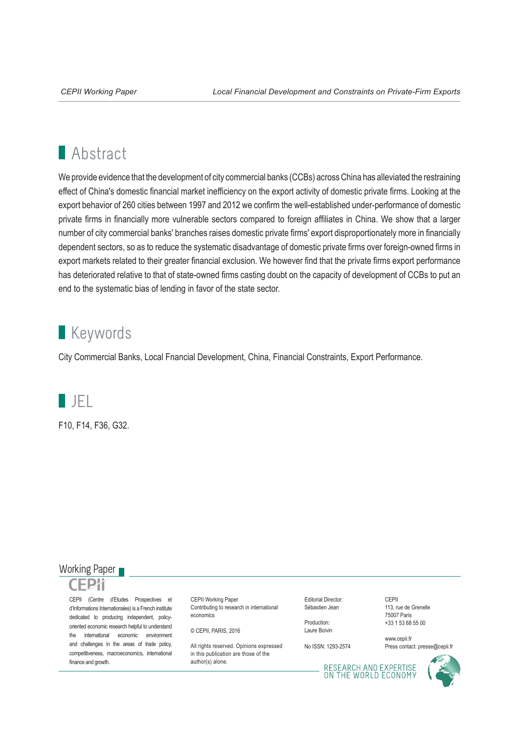## Abstract

We provide evidence that the development of city commercial banks (CCBs) across China has alleviated the restraining effect of China's domestic financial market inefficiency on the export activity of domestic private firms. Looking at the export behavior of 260 cities between 1997 and 2012 we confirm the well-established under-performance of domestic private firms in financially more vulnerable sectors compared to foreign affiliates in China. We show that a larger number of city commercial banks' branches raises domestic private firms' export disproportionately more in financially dependent sectors, so as to reduce the systematic disadvantage of domestic private firms over foreign-owned firms in export markets related to their greater financial exclusion. We however find that the private firms export performance has deteriorated relative to that of state-owned firms casting doubt on the capacity of development of CCBs to put an end to the systematic bias of lending in favor of the state sector.

## Keywords

City Commercial Banks, Local Fnancial Development, China, Financial Constraints, Export Performance.

## JEL

F10, F14, F36, G32.

Working Paper

CEPII

CEPII (Centre d'Etudes Prospectives et d'Informations Internationales) is a French institute dedicated to producing independent, policy-oriented economic research helpful to understand the international economic environment and challenges in the areas of trade policy, competitiveness, macroeconomics, international finance and growth.

CEPII Working Paper
Contributing to research in international economics

© CEPII, PARIS, 2016

All rights reserved. Opinions expressed in this publication are those of the author(s) alone.

Editorial Director:
Sébastien Jean

Production:
Laure Boivin

No ISSN: 1293-2574

CEPII
113, rue de Grenelle
75007 Paris
+33 1 53 68 55 00

www.cepii.fr
Press contact: presse@cepii.fr

RESEARCH AND EXPERTISE ON THE WORLD ECONOMY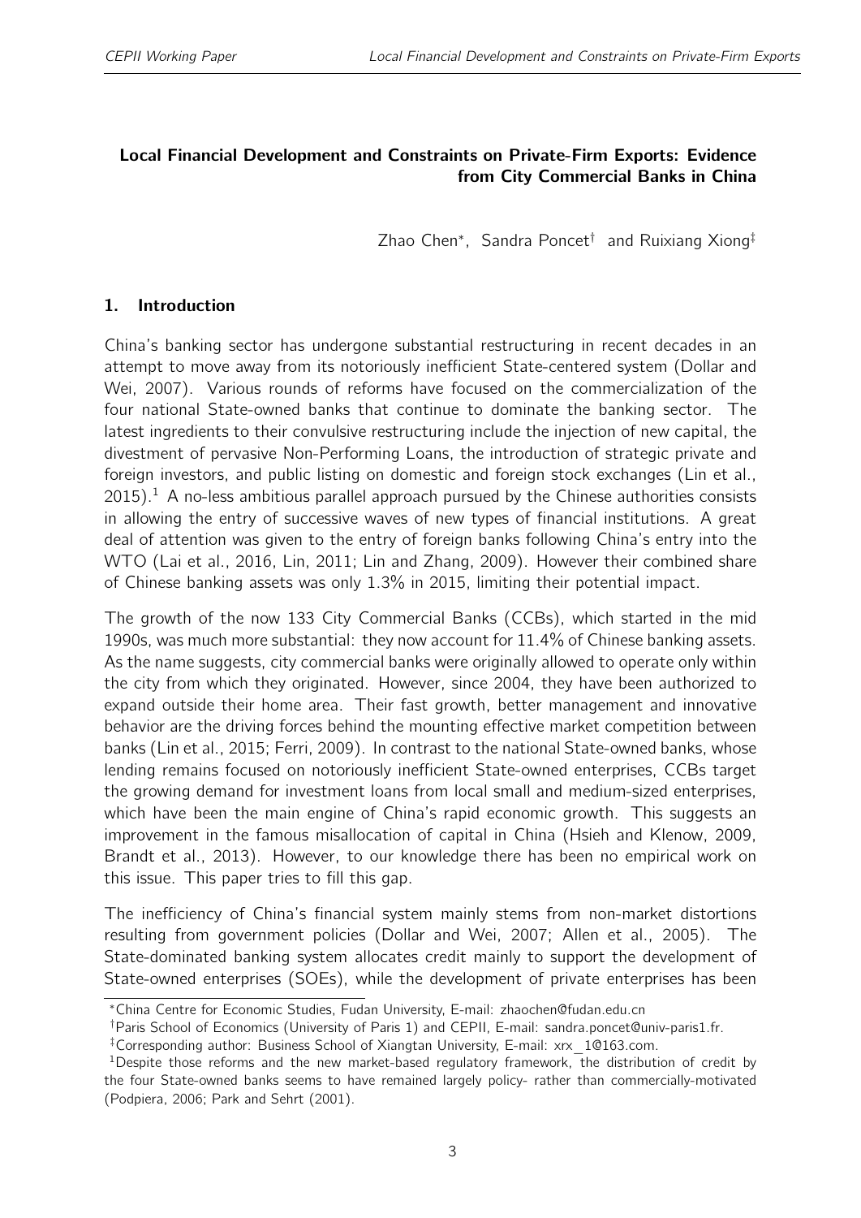# Local Financial Development and Constraints on Private-Firm Exports: Evidence from City Commercial Banks in China

Zhao Chen[*], Sandra Poncet[†] and Ruixiang Xiong[‡]

## 1. Introduction

China's banking sector has undergone substantial restructuring in recent decades in an attempt to move away from its notoriously inefficient State-centered system (Dollar and Wei, 2007). Various rounds of reforms have focused on the commercialization of the four national State-owned banks that continue to dominate the banking sector. The latest ingredients to their convulsive restructuring include the injection of new capital, the divestment of pervasive Non-Performing Loans, the introduction of strategic private and foreign investors, and public listing on domestic and foreign stock exchanges (Lin et al., 2015).[1] A no-less ambitious parallel approach pursued by the Chinese authorities consists in allowing the entry of successive waves of new types of financial institutions. A great deal of attention was given to the entry of foreign banks following China's entry into the WTO (Lai et al., 2016, Lin, 2011; Lin and Zhang, 2009). However their combined share of Chinese banking assets was only 1.3% in 2015, limiting their potential impact.

The growth of the now 133 City Commercial Banks (CCBs), which started in the mid 1990s, was much more substantial: they now account for 11.4% of Chinese banking assets. As the name suggests, city commercial banks were originally allowed to operate only within the city from which they originated. However, since 2004, they have been authorized to expand outside their home area. Their fast growth, better management and innovative behavior are the driving forces behind the mounting effective market competition between banks (Lin et al., 2015; Ferri, 2009). In contrast to the national State-owned banks, whose lending remains focused on notoriously inefficient State-owned enterprises, CCBs target the growing demand for investment loans from local small and medium-sized enterprises, which have been the main engine of China's rapid economic growth. This suggests an improvement in the famous misallocation of capital in China (Hsieh and Klenow, 2009, Brandt et al., 2013). However, to our knowledge there has been no empirical work on this issue. This paper tries to fill this gap.

The inefficiency of China's financial system mainly stems from non-market distortions resulting from government policies (Dollar and Wei, 2007; Allen et al., 2005). The State-dominated banking system allocates credit mainly to support the development of State-owned enterprises (SOEs), while the development of private enterprises has been

[*] China Centre for Economic Studies, Fudan University, E-mail: zhaochen@fudan.edu.cn

[†] Paris School of Economics (University of Paris 1) and CEPII, E-mail: sandra.poncet@univ-paris1.fr.

[‡] Corresponding author: Business School of Xiangtan University, E-mail: xrx_1@163.com.

[1] Despite those reforms and the new market-based regulatory framework, the distribution of credit by the four State-owned banks seems to have remained largely policy- rather than commercially-motivated (Podpiera, 2006; Park and Sehrt (2001).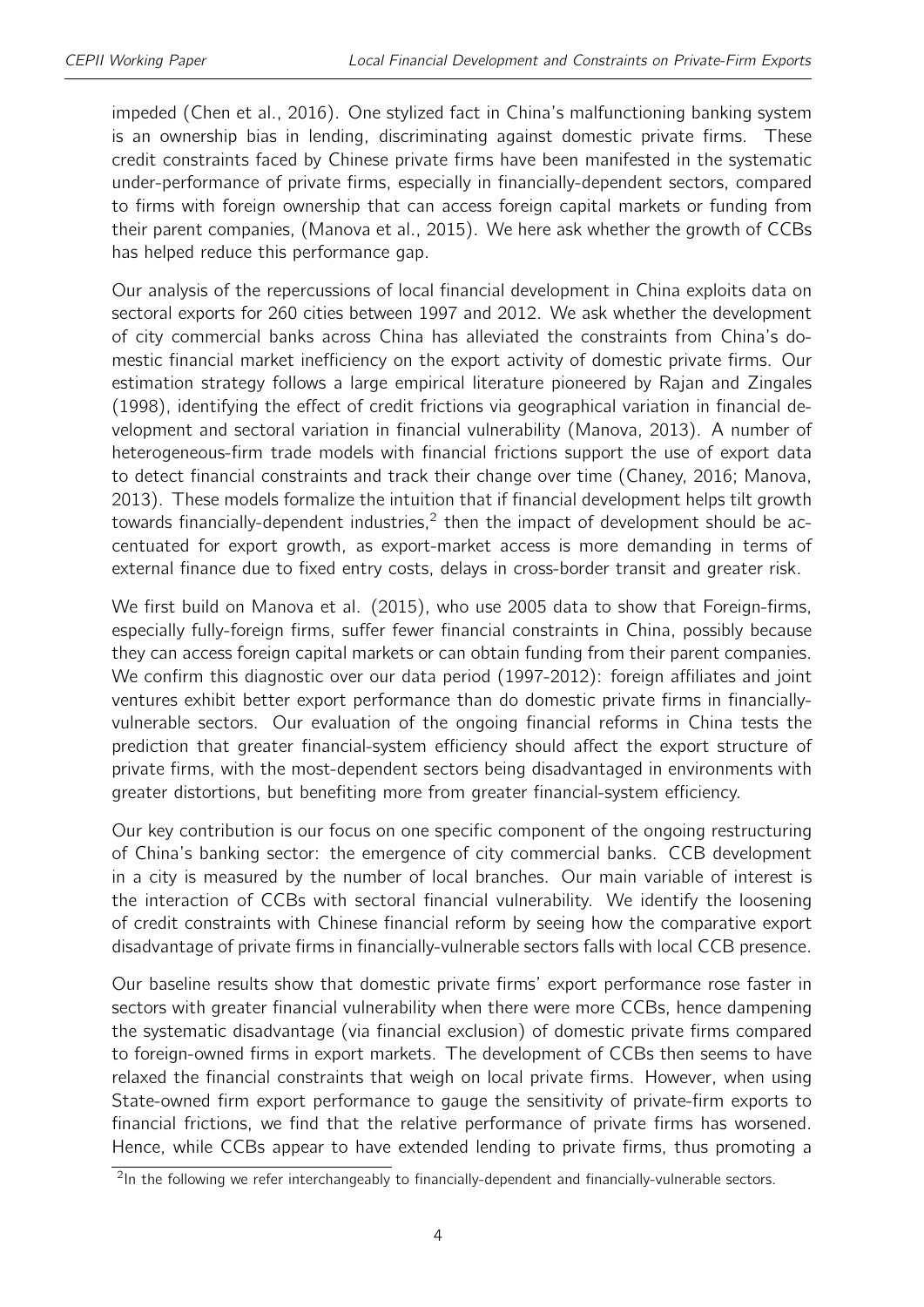impeded (Chen et al., 2016). One stylized fact in China's malfunctioning banking system is an ownership bias in lending, discriminating against domestic private firms. These credit constraints faced by Chinese private firms have been manifested in the systematic under-performance of private firms, especially in financially-dependent sectors, compared to firms with foreign ownership that can access foreign capital markets or funding from their parent companies, (Manova et al., 2015). We here ask whether the growth of CCBs has helped reduce this performance gap.

Our analysis of the repercussions of local financial development in China exploits data on sectoral exports for 260 cities between 1997 and 2012. We ask whether the development of city commercial banks across China has alleviated the constraints from China's domestic financial market inefficiency on the export activity of domestic private firms. Our estimation strategy follows a large empirical literature pioneered by Rajan and Zingales (1998), identifying the effect of credit frictions via geographical variation in financial development and sectoral variation in financial vulnerability (Manova, 2013). A number of heterogeneous-firm trade models with financial frictions support the use of export data to detect financial constraints and track their change over time (Chaney, 2016; Manova, 2013). These models formalize the intuition that if financial development helps tilt growth towards financially-dependent industries,[2] then the impact of development should be accentuated for export growth, as export-market access is more demanding in terms of external finance due to fixed entry costs, delays in cross-border transit and greater risk.

We first build on Manova et al. (2015), who use 2005 data to show that Foreign-firms, especially fully-foreign firms, suffer fewer financial constraints in China, possibly because they can access foreign capital markets or can obtain funding from their parent companies. We confirm this diagnostic over our data period (1997-2012): foreign affiliates and joint ventures exhibit better export performance than do domestic private firms in financially-vulnerable sectors. Our evaluation of the ongoing financial reforms in China tests the prediction that greater financial-system efficiency should affect the export structure of private firms, with the most-dependent sectors being disadvantaged in environments with greater distortions, but benefiting more from greater financial-system efficiency.

Our key contribution is our focus on one specific component of the ongoing restructuring of China's banking sector: the emergence of city commercial banks. CCB development in a city is measured by the number of local branches. Our main variable of interest is the interaction of CCBs with sectoral financial vulnerability. We identify the loosening of credit constraints with Chinese financial reform by seeing how the comparative export disadvantage of private firms in financially-vulnerable sectors falls with local CCB presence.

Our baseline results show that domestic private firms' export performance rose faster in sectors with greater financial vulnerability when there were more CCBs, hence dampening the systematic disadvantage (via financial exclusion) of domestic private firms compared to foreign-owned firms in export markets. The development of CCBs then seems to have relaxed the financial constraints that weigh on local private firms. However, when using State-owned firm export performance to gauge the sensitivity of private-firm exports to financial frictions, we find that the relative performance of private firms has worsened. Hence, while CCBs appear to have extended lending to private firms, thus promoting a

[2] In the following we refer interchangeably to financially-dependent and financially-vulnerable sectors.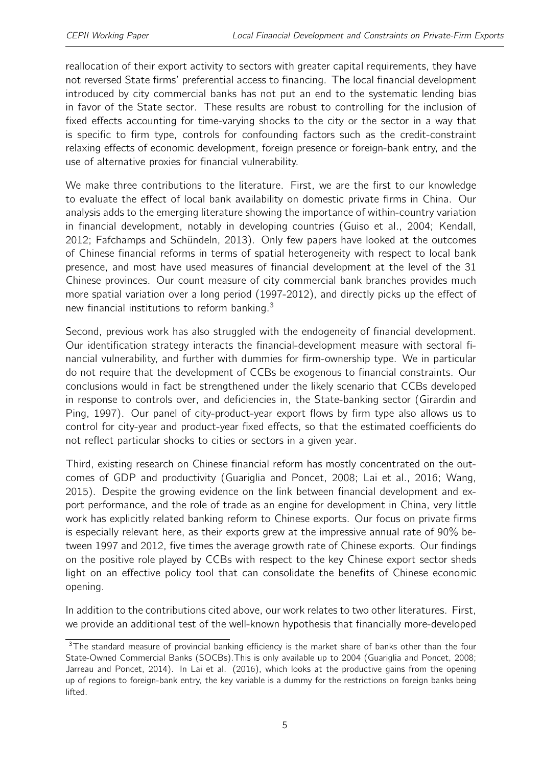reallocation of their export activity to sectors with greater capital requirements, they have not reversed State firms' preferential access to financing. The local financial development introduced by city commercial banks has not put an end to the systematic lending bias in favor of the State sector. These results are robust to controlling for the inclusion of fixed effects accounting for time-varying shocks to the city or the sector in a way that is specific to firm type, controls for confounding factors such as the credit-constraint relaxing effects of economic development, foreign presence or foreign-bank entry, and the use of alternative proxies for financial vulnerability.

We make three contributions to the literature. First, we are the first to our knowledge to evaluate the effect of local bank availability on domestic private firms in China. Our analysis adds to the emerging literature showing the importance of within-country variation in financial development, notably in developing countries (Guiso et al., 2004; Kendall, 2012; Fafchamps and Schündeln, 2013). Only few papers have looked at the outcomes of Chinese financial reforms in terms of spatial heterogeneity with respect to local bank presence, and most have used measures of financial development at the level of the 31 Chinese provinces. Our count measure of city commercial bank branches provides much more spatial variation over a long period (1997-2012), and directly picks up the effect of new financial institutions to reform banking.[3]

Second, previous work has also struggled with the endogeneity of financial development. Our identification strategy interacts the financial-development measure with sectoral financial vulnerability, and further with dummies for firm-ownership type. We in particular do not require that the development of CCBs be exogenous to financial constraints. Our conclusions would in fact be strengthened under the likely scenario that CCBs developed in response to controls over, and deficiencies in, the State-banking sector (Girardin and Ping, 1997). Our panel of city-product-year export flows by firm type also allows us to control for city-year and product-year fixed effects, so that the estimated coefficients do not reflect particular shocks to cities or sectors in a given year.

Third, existing research on Chinese financial reform has mostly concentrated on the outcomes of GDP and productivity (Guariglia and Poncet, 2008; Lai et al., 2016; Wang, 2015). Despite the growing evidence on the link between financial development and export performance, and the role of trade as an engine for development in China, very little work has explicitly related banking reform to Chinese exports. Our focus on private firms is especially relevant here, as their exports grew at the impressive annual rate of 90% between 1997 and 2012, five times the average growth rate of Chinese exports. Our findings on the positive role played by CCBs with respect to the key Chinese export sector sheds light on an effective policy tool that can consolidate the benefits of Chinese economic opening.

In addition to the contributions cited above, our work relates to two other literatures. First, we provide an additional test of the well-known hypothesis that financially more-developed

[3] The standard measure of provincial banking efficiency is the market share of banks other than the four State-Owned Commercial Banks (SOCBs).This is only available up to 2004 (Guariglia and Poncet, 2008; Jarreau and Poncet, 2014). In Lai et al. (2016), which looks at the productive gains from the opening up of regions to foreign-bank entry, the key variable is a dummy for the restrictions on foreign banks being lifted.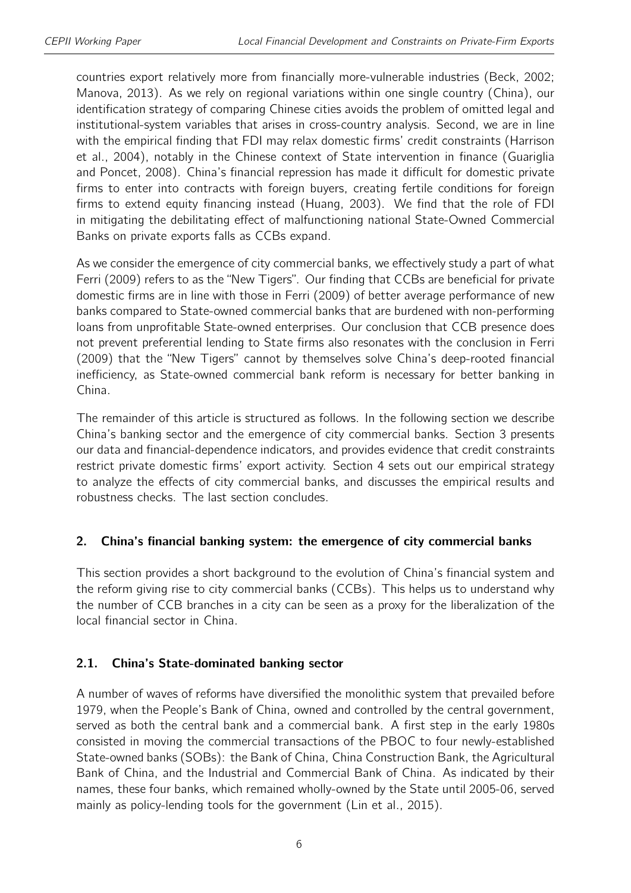countries export relatively more from financially more-vulnerable industries (Beck, 2002; Manova, 2013). As we rely on regional variations within one single country (China), our identification strategy of comparing Chinese cities avoids the problem of omitted legal and institutional-system variables that arises in cross-country analysis. Second, we are in line with the empirical finding that FDI may relax domestic firms' credit constraints (Harrison et al., 2004), notably in the Chinese context of State intervention in finance (Guariglia and Poncet, 2008). China's financial repression has made it difficult for domestic private firms to enter into contracts with foreign buyers, creating fertile conditions for foreign firms to extend equity financing instead (Huang, 2003). We find that the role of FDI in mitigating the debilitating effect of malfunctioning national State-Owned Commercial Banks on private exports falls as CCBs expand.

As we consider the emergence of city commercial banks, we effectively study a part of what Ferri (2009) refers to as the "New Tigers". Our finding that CCBs are beneficial for private domestic firms are in line with those in Ferri (2009) of better average performance of new banks compared to State-owned commercial banks that are burdened with non-performing loans from unprofitable State-owned enterprises. Our conclusion that CCB presence does not prevent preferential lending to State firms also resonates with the conclusion in Ferri (2009) that the "New Tigers" cannot by themselves solve China's deep-rooted financial inefficiency, as State-owned commercial bank reform is necessary for better banking in China.

The remainder of this article is structured as follows. In the following section we describe China's banking sector and the emergence of city commercial banks. Section 3 presents our data and financial-dependence indicators, and provides evidence that credit constraints restrict private domestic firms' export activity. Section 4 sets out our empirical strategy to analyze the effects of city commercial banks, and discusses the empirical results and robustness checks. The last section concludes.

## 2. China's financial banking system: the emergence of city commercial banks

This section provides a short background to the evolution of China's financial system and the reform giving rise to city commercial banks (CCBs). This helps us to understand why the number of CCB branches in a city can be seen as a proxy for the liberalization of the local financial sector in China.

### 2.1. China's State-dominated banking sector

A number of waves of reforms have diversified the monolithic system that prevailed before 1979, when the People's Bank of China, owned and controlled by the central government, served as both the central bank and a commercial bank. A first step in the early 1980s consisted in moving the commercial transactions of the PBOC to four newly-established State-owned banks (SOBs): the Bank of China, China Construction Bank, the Agricultural Bank of China, and the Industrial and Commercial Bank of China. As indicated by their names, these four banks, which remained wholly-owned by the State until 2005-06, served mainly as policy-lending tools for the government (Lin et al., 2015).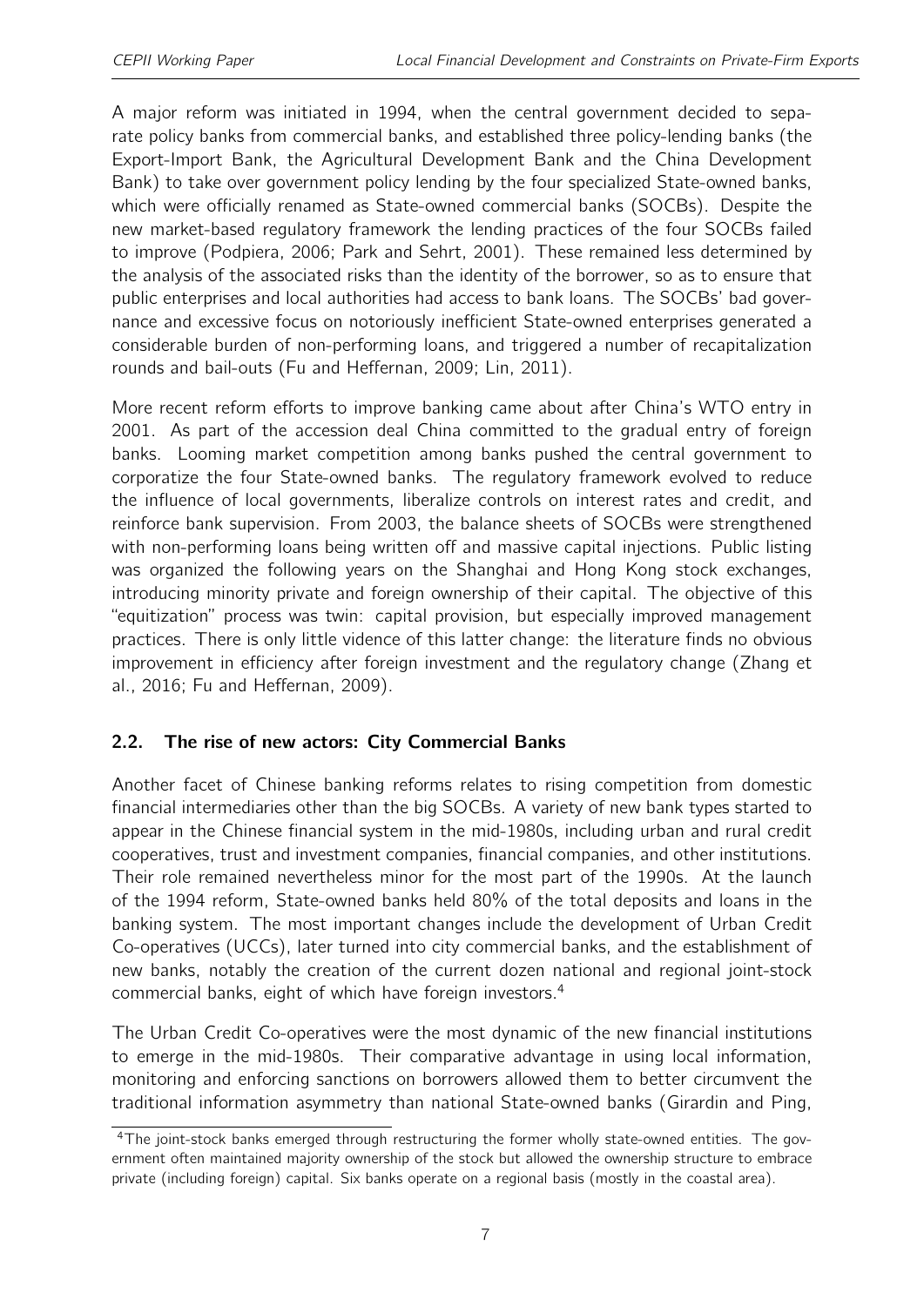A major reform was initiated in 1994, when the central government decided to separate policy banks from commercial banks, and established three policy-lending banks (the Export-Import Bank, the Agricultural Development Bank and the China Development Bank) to take over government policy lending by the four specialized State-owned banks, which were officially renamed as State-owned commercial banks (SOCBs). Despite the new market-based regulatory framework the lending practices of the four SOCBs failed to improve (Podpiera, 2006; Park and Sehrt, 2001). These remained less determined by the analysis of the associated risks than the identity of the borrower, so as to ensure that public enterprises and local authorities had access to bank loans. The SOCBs' bad governance and excessive focus on notoriously inefficient State-owned enterprises generated a considerable burden of non-performing loans, and triggered a number of recapitalization rounds and bail-outs (Fu and Heffernan, 2009; Lin, 2011).

More recent reform efforts to improve banking came about after China's WTO entry in 2001. As part of the accession deal China committed to the gradual entry of foreign banks. Looming market competition among banks pushed the central government to corporatize the four State-owned banks. The regulatory framework evolved to reduce the influence of local governments, liberalize controls on interest rates and credit, and reinforce bank supervision. From 2003, the balance sheets of SOCBs were strengthened with non-performing loans being written off and massive capital injections. Public listing was organized the following years on the Shanghai and Hong Kong stock exchanges, introducing minority private and foreign ownership of their capital. The objective of this "equitization" process was twin: capital provision, but especially improved management practices. There is only little vidence of this latter change: the literature finds no obvious improvement in efficiency after foreign investment and the regulatory change (Zhang et al., 2016; Fu and Heffernan, 2009).

## 2.2. The rise of new actors: City Commercial Banks

Another facet of Chinese banking reforms relates to rising competition from domestic financial intermediaries other than the big SOCBs. A variety of new bank types started to appear in the Chinese financial system in the mid-1980s, including urban and rural credit cooperatives, trust and investment companies, financial companies, and other institutions. Their role remained nevertheless minor for the most part of the 1990s. At the launch of the 1994 reform, State-owned banks held 80% of the total deposits and loans in the banking system. The most important changes include the development of Urban Credit Co-operatives (UCCs), later turned into city commercial banks, and the establishment of new banks, notably the creation of the current dozen national and regional joint-stock commercial banks, eight of which have foreign investors.[4]

The Urban Credit Co-operatives were the most dynamic of the new financial institutions to emerge in the mid-1980s. Their comparative advantage in using local information, monitoring and enforcing sanctions on borrowers allowed them to better circumvent the traditional information asymmetry than national State-owned banks (Girardin and Ping,

[4]The joint-stock banks emerged through restructuring the former wholly state-owned entities. The government often maintained majority ownership of the stock but allowed the ownership structure to embrace private (including foreign) capital. Six banks operate on a regional basis (mostly in the coastal area).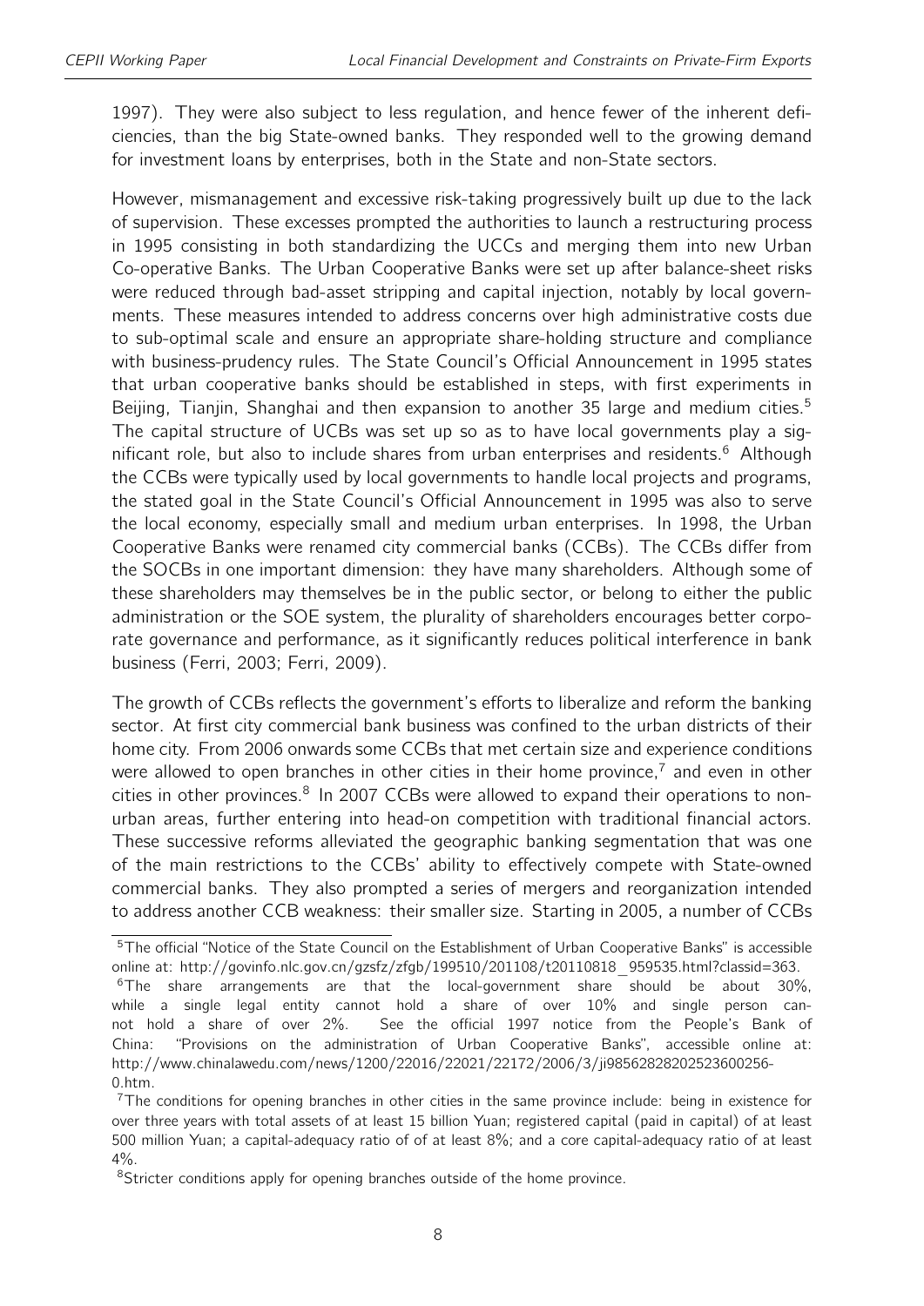1997). They were also subject to less regulation, and hence fewer of the inherent deficiencies, than the big State-owned banks. They responded well to the growing demand for investment loans by enterprises, both in the State and non-State sectors.

However, mismanagement and excessive risk-taking progressively built up due to the lack of supervision. These excesses prompted the authorities to launch a restructuring process in 1995 consisting in both standardizing the UCCs and merging them into new Urban Co-operative Banks. The Urban Cooperative Banks were set up after balance-sheet risks were reduced through bad-asset stripping and capital injection, notably by local governments. These measures intended to address concerns over high administrative costs due to sub-optimal scale and ensure an appropriate share-holding structure and compliance with business-prudency rules. The State Council's Official Announcement in 1995 states that urban cooperative banks should be established in steps, with first experiments in Beijing, Tianjin, Shanghai and then expansion to another 35 large and medium cities.[5] The capital structure of UCBs was set up so as to have local governments play a significant role, but also to include shares from urban enterprises and residents.[6] Although the CCBs were typically used by local governments to handle local projects and programs, the stated goal in the State Council's Official Announcement in 1995 was also to serve the local economy, especially small and medium urban enterprises. In 1998, the Urban Cooperative Banks were renamed city commercial banks (CCBs). The CCBs differ from the SOCBs in one important dimension: they have many shareholders. Although some of these shareholders may themselves be in the public sector, or belong to either the public administration or the SOE system, the plurality of shareholders encourages better corporate governance and performance, as it significantly reduces political interference in bank business (Ferri, 2003; Ferri, 2009).

The growth of CCBs reflects the government's efforts to liberalize and reform the banking sector. At first city commercial bank business was confined to the urban districts of their home city. From 2006 onwards some CCBs that met certain size and experience conditions were allowed to open branches in other cities in their home province,[7] and even in other cities in other provinces.[8] In 2007 CCBs were allowed to expand their operations to non-urban areas, further entering into head-on competition with traditional financial actors. These successive reforms alleviated the geographic banking segmentation that was one of the main restrictions to the CCBs' ability to effectively compete with State-owned commercial banks. They also prompted a series of mergers and reorganization intended to address another CCB weakness: their smaller size. Starting in 2005, a number of CCBs

---

[5] The official "Notice of the State Council on the Establishment of Urban Cooperative Banks" is accessible online at: http://govinfo.nlc.gov.cn/gzsfz/zfgb/199510/201108/t20110818_959535.html?classid=363.

[6] The share arrangements are that the local-government share should be about 30%, while a single legal entity cannot hold a share of over 10% and single person cannot hold a share of over 2%. See the official 1997 notice from the People's Bank of China: "Provisions on the administration of Urban Cooperative Banks", accessible online at: http://www.chinalawedu.com/news/1200/22016/22021/22172/2006/3/ji98562828202523600256-0.htm.

[7] The conditions for opening branches in other cities in the same province include: being in existence for over three years with total assets of at least 15 billion Yuan; registered capital (paid in capital) of at least 500 million Yuan; a capital-adequacy ratio of of at least 8%; and a core capital-adequacy ratio of at least 4%.

[8] Stricter conditions apply for opening branches outside of the home province.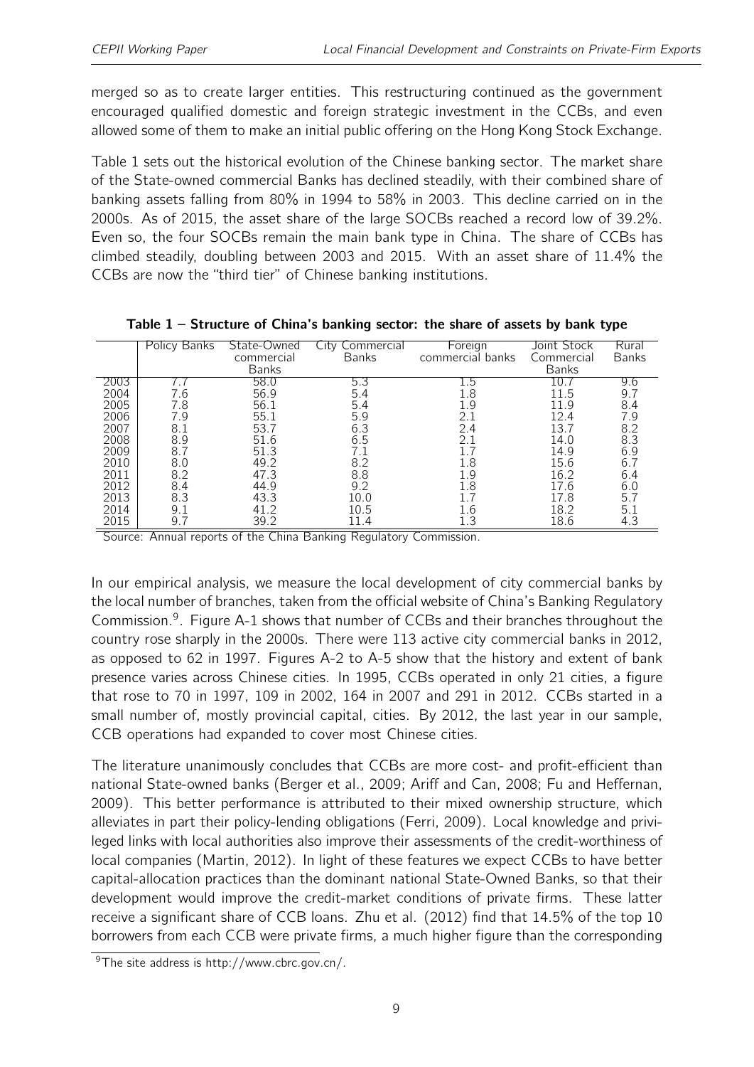merged so as to create larger entities. This restructuring continued as the government encouraged qualified domestic and foreign strategic investment in the CCBs, and even allowed some of them to make an initial public offering on the Hong Kong Stock Exchange.

Table 1 sets out the historical evolution of the Chinese banking sector. The market share of the State-owned commercial Banks has declined steadily, with their combined share of banking assets falling from 80% in 1994 to 58% in 2003. This decline carried on in the 2000s. As of 2015, the asset share of the large SOCBs reached a record low of 39.2%. Even so, the four SOCBs remain the main bank type in China. The share of CCBs has climbed steadily, doubling between 2003 and 2015. With an asset share of 11.4% the CCBs are now the "third tier" of Chinese banking institutions.

**Table 1 – Structure of China's banking sector: the share of assets by bank type**

| | Policy Banks | State-Owned commercial Banks | City Commercial Banks | Foreign commercial banks | Joint Stock Commercial Banks | Rural Banks |
|---|---|---|---|---|---|---|
| 2003 | 7.7 | 58.0 | 5.3 | 1.5 | 10.7 | 9.6 |
| 2004 | 7.6 | 56.9 | 5.4 | 1.8 | 11.5 | 9.7 |
| 2005 | 7.8 | 56.1 | 5.4 | 1.9 | 11.9 | 8.4 |
| 2006 | 7.9 | 55.1 | 5.9 | 2.1 | 12.4 | 7.9 |
| 2007 | 8.1 | 53.7 | 6.3 | 2.4 | 13.7 | 8.2 |
| 2008 | 8.9 | 51.6 | 6.5 | 2.1 | 14.0 | 8.3 |
| 2009 | 8.7 | 51.3 | 7.1 | 1.7 | 14.9 | 6.9 |
| 2010 | 8.0 | 49.2 | 8.2 | 1.8 | 15.6 | 6.7 |
| 2011 | 8.2 | 47.3 | 8.8 | 1.9 | 16.2 | 6.4 |
| 2012 | 8.4 | 44.9 | 9.2 | 1.8 | 17.6 | 6.0 |
| 2013 | 8.3 | 43.3 | 10.0 | 1.7 | 17.8 | 5.7 |
| 2014 | 9.1 | 41.2 | 10.5 | 1.6 | 18.2 | 5.1 |
| 2015 | 9.7 | 39.2 | 11.4 | 1.3 | 18.6 | 4.3 |

Source: Annual reports of the China Banking Regulatory Commission.

In our empirical analysis, we measure the local development of city commercial banks by the local number of branches, taken from the official website of China's Banking Regulatory Commission.[9]. Figure A-1 shows that number of CCBs and their branches throughout the country rose sharply in the 2000s. There were 113 active city commercial banks in 2012, as opposed to 62 in 1997. Figures A-2 to A-5 show that the history and extent of bank presence varies across Chinese cities. In 1995, CCBs operated in only 21 cities, a figure that rose to 70 in 1997, 109 in 2002, 164 in 2007 and 291 in 2012. CCBs started in a small number of, mostly provincial capital, cities. By 2012, the last year in our sample, CCB operations had expanded to cover most Chinese cities.

The literature unanimously concludes that CCBs are more cost- and profit-efficient than national State-owned banks (Berger et al., 2009; Ariff and Can, 2008; Fu and Heffernan, 2009). This better performance is attributed to their mixed ownership structure, which alleviates in part their policy-lending obligations (Ferri, 2009). Local knowledge and privileged links with local authorities also improve their assessments of the credit-worthiness of local companies (Martin, 2012). In light of these features we expect CCBs to have better capital-allocation practices than the dominant national State-Owned Banks, so that their development would improve the credit-market conditions of private firms. These latter receive a significant share of CCB loans. Zhu et al. (2012) find that 14.5% of the top 10 borrowers from each CCB were private firms, a much higher figure than the corresponding

[9] The site address is http://www.cbrc.gov.cn/.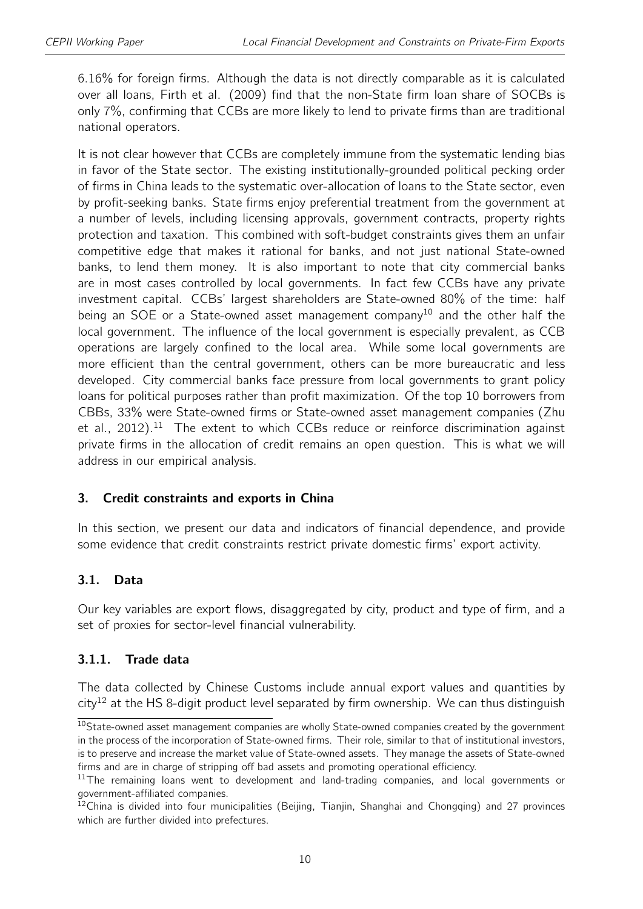6.16% for foreign firms. Although the data is not directly comparable as it is calculated over all loans, Firth et al. (2009) find that the non-State firm loan share of SOCBs is only 7%, confirming that CCBs are more likely to lend to private firms than are traditional national operators.

It is not clear however that CCBs are completely immune from the systematic lending bias in favor of the State sector. The existing institutionally-grounded political pecking order of firms in China leads to the systematic over-allocation of loans to the State sector, even by profit-seeking banks. State firms enjoy preferential treatment from the government at a number of levels, including licensing approvals, government contracts, property rights protection and taxation. This combined with soft-budget constraints gives them an unfair competitive edge that makes it rational for banks, and not just national State-owned banks, to lend them money. It is also important to note that city commercial banks are in most cases controlled by local governments. In fact few CCBs have any private investment capital. CCBs' largest shareholders are State-owned 80% of the time: half being an SOE or a State-owned asset management company[10] and the other half the local government. The influence of the local government is especially prevalent, as CCB operations are largely confined to the local area. While some local governments are more efficient than the central government, others can be more bureaucratic and less developed. City commercial banks face pressure from local governments to grant policy loans for political purposes rather than profit maximization. Of the top 10 borrowers from CBBs, 33% were State-owned firms or State-owned asset management companies (Zhu et al., 2012).[11] The extent to which CCBs reduce or reinforce discrimination against private firms in the allocation of credit remains an open question. This is what we will address in our empirical analysis.

## 3. Credit constraints and exports in China

In this section, we present our data and indicators of financial dependence, and provide some evidence that credit constraints restrict private domestic firms' export activity.

### 3.1. Data

Our key variables are export flows, disaggregated by city, product and type of firm, and a set of proxies for sector-level financial vulnerability.

#### 3.1.1. Trade data

The data collected by Chinese Customs include annual export values and quantities by city[12] at the HS 8-digit product level separated by firm ownership. We can thus distinguish

[10] State-owned asset management companies are wholly State-owned companies created by the government in the process of the incorporation of State-owned firms. Their role, similar to that of institutional investors, is to preserve and increase the market value of State-owned assets. They manage the assets of State-owned firms and are in charge of stripping off bad assets and promoting operational efficiency.

[11] The remaining loans went to development and land-trading companies, and local governments or government-affiliated companies.

[12] China is divided into four municipalities (Beijing, Tianjin, Shanghai and Chongqing) and 27 provinces which are further divided into prefectures.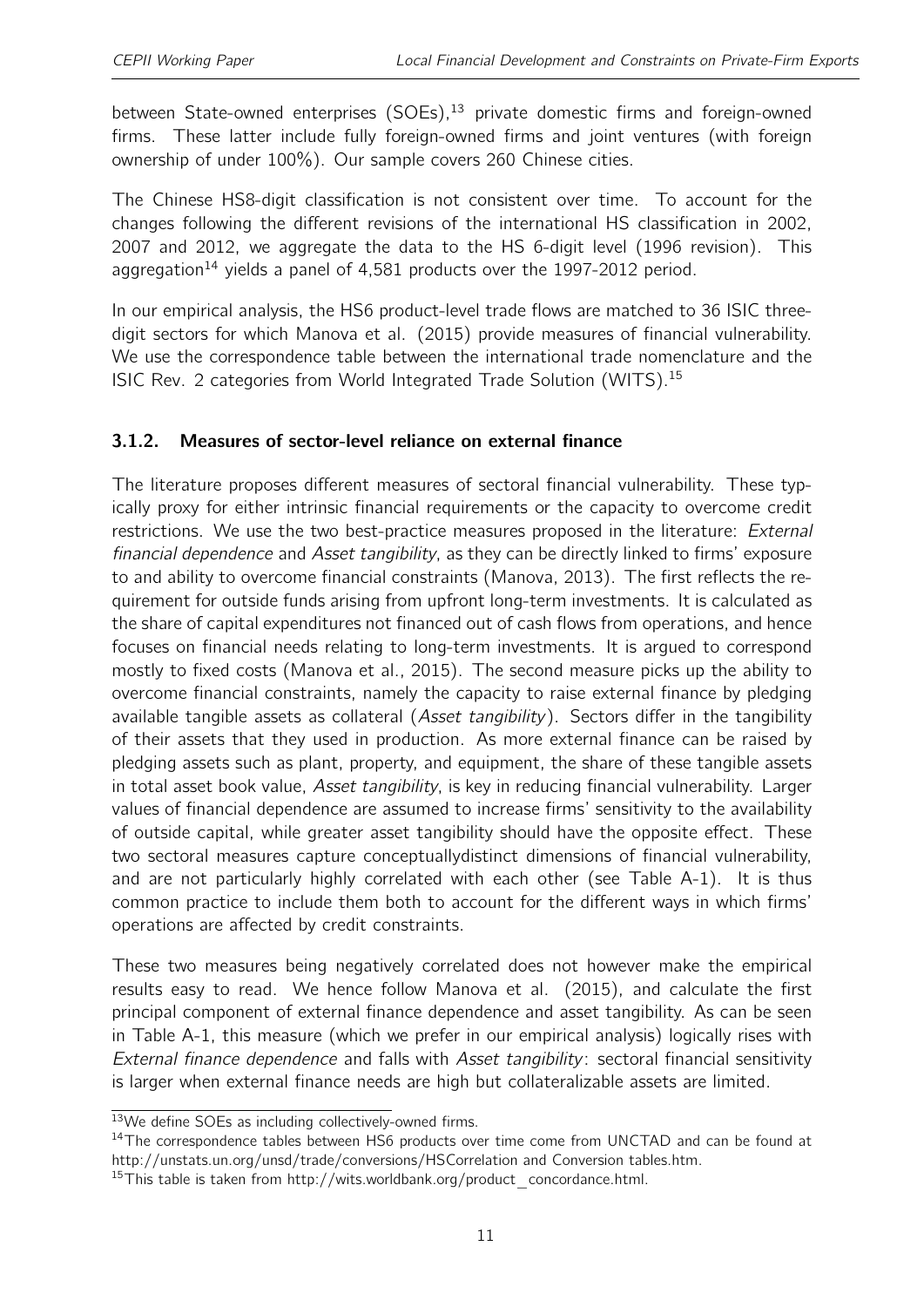between State-owned enterprises (SOEs),[13] private domestic firms and foreign-owned firms. These latter include fully foreign-owned firms and joint ventures (with foreign ownership of under 100%). Our sample covers 260 Chinese cities.

The Chinese HS8-digit classification is not consistent over time. To account for the changes following the different revisions of the international HS classification in 2002, 2007 and 2012, we aggregate the data to the HS 6-digit level (1996 revision). This aggregation[14] yields a panel of 4,581 products over the 1997-2012 period.

In our empirical analysis, the HS6 product-level trade flows are matched to 36 ISIC three-digit sectors for which Manova et al. (2015) provide measures of financial vulnerability. We use the correspondence table between the international trade nomenclature and the ISIC Rev. 2 categories from World Integrated Trade Solution (WITS).[15]

### 3.1.2. Measures of sector-level reliance on external finance

The literature proposes different measures of sectoral financial vulnerability. These typically proxy for either intrinsic financial requirements or the capacity to overcome credit restrictions. We use the two best-practice measures proposed in the literature: *External financial dependence* and *Asset tangibility*, as they can be directly linked to firms' exposure to and ability to overcome financial constraints (Manova, 2013). The first reflects the requirement for outside funds arising from upfront long-term investments. It is calculated as the share of capital expenditures not financed out of cash flows from operations, and hence focuses on financial needs relating to long-term investments. It is argued to correspond mostly to fixed costs (Manova et al., 2015). The second measure picks up the ability to overcome financial constraints, namely the capacity to raise external finance by pledging available tangible assets as collateral (*Asset tangibility*). Sectors differ in the tangibility of their assets that they used in production. As more external finance can be raised by pledging assets such as plant, property, and equipment, the share of these tangible assets in total asset book value, *Asset tangibility*, is key in reducing financial vulnerability. Larger values of financial dependence are assumed to increase firms' sensitivity to the availability of outside capital, while greater asset tangibility should have the opposite effect. These two sectoral measures capture conceptuallydistinct dimensions of financial vulnerability, and are not particularly highly correlated with each other (see Table A-1). It is thus common practice to include them both to account for the different ways in which firms' operations are affected by credit constraints.

These two measures being negatively correlated does not however make the empirical results easy to read. We hence follow Manova et al. (2015), and calculate the first principal component of external finance dependence and asset tangibility. As can be seen in Table A-1, this measure (which we prefer in our empirical analysis) logically rises with *External finance dependence* and falls with *Asset tangibility*: sectoral financial sensitivity is larger when external finance needs are high but collateralizable assets are limited.

---

[13] We define SOEs as including collectively-owned firms.

[14] The correspondence tables between HS6 products over time come from UNCTAD and can be found at http://unstats.un.org/unsd/trade/conversions/HSCorrelation and Conversion tables.htm.

[15] This table is taken from http://wits.worldbank.org/product_concordance.html.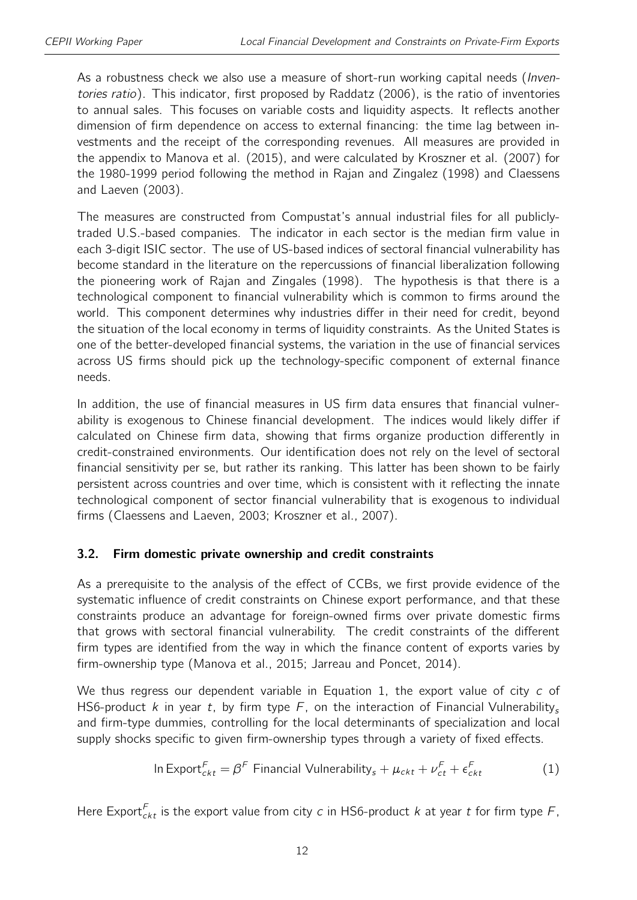As a robustness check we also use a measure of short-run working capital needs (*Inventories ratio*). This indicator, first proposed by Raddatz (2006), is the ratio of inventories to annual sales. This focuses on variable costs and liquidity aspects. It reflects another dimension of firm dependence on access to external financing: the time lag between investments and the receipt of the corresponding revenues. All measures are provided in the appendix to Manova et al. (2015), and were calculated by Kroszner et al. (2007) for the 1980-1999 period following the method in Rajan and Zingalez (1998) and Claessens and Laeven (2003).

The measures are constructed from Compustat's annual industrial files for all publicly-traded U.S.-based companies. The indicator in each sector is the median firm value in each 3-digit ISIC sector. The use of US-based indices of sectoral financial vulnerability has become standard in the literature on the repercussions of financial liberalization following the pioneering work of Rajan and Zingales (1998). The hypothesis is that there is a technological component to financial vulnerability which is common to firms around the world. This component determines why industries differ in their need for credit, beyond the situation of the local economy in terms of liquidity constraints. As the United States is one of the better-developed financial systems, the variation in the use of financial services across US firms should pick up the technology-specific component of external finance needs.

In addition, the use of financial measures in US firm data ensures that financial vulnerability is exogenous to Chinese financial development. The indices would likely differ if calculated on Chinese firm data, showing that firms organize production differently in credit-constrained environments. Our identification does not rely on the level of sectoral financial sensitivity per se, but rather its ranking. This latter has been shown to be fairly persistent across countries and over time, which is consistent with it reflecting the innate technological component of sector financial vulnerability that is exogenous to individual firms (Claessens and Laeven, 2003; Kroszner et al., 2007).

### 3.2. Firm domestic private ownership and credit constraints

As a prerequisite to the analysis of the effect of CCBs, we first provide evidence of the systematic influence of credit constraints on Chinese export performance, and that these constraints produce an advantage for foreign-owned firms over private domestic firms that grows with sectoral financial vulnerability. The credit constraints of the different firm types are identified from the way in which the finance content of exports varies by firm-ownership type (Manova et al., 2015; Jarreau and Poncet, 2014).

We thus regress our dependent variable in Equation 1, the export value of city $c$ of HS6-product $k$ in year $t$, by firm type $F$, on the interaction of Financial Vulnerability$_s$ and firm-type dummies, controlling for the local determinants of specialization and local supply shocks specific to given firm-ownership types through a variety of fixed effects.

$$\ln \text{Export}^F_{ckt} = \beta^F \text{ Financial Vulnerability}_s + \mu_{ckt} + \nu^F_{ct} + \epsilon^F_{ckt} \tag{1}$$

Here $\text{Export}^F_{ckt}$ is the export value from city $c$ in HS6-product $k$ at year $t$ for firm type $F$,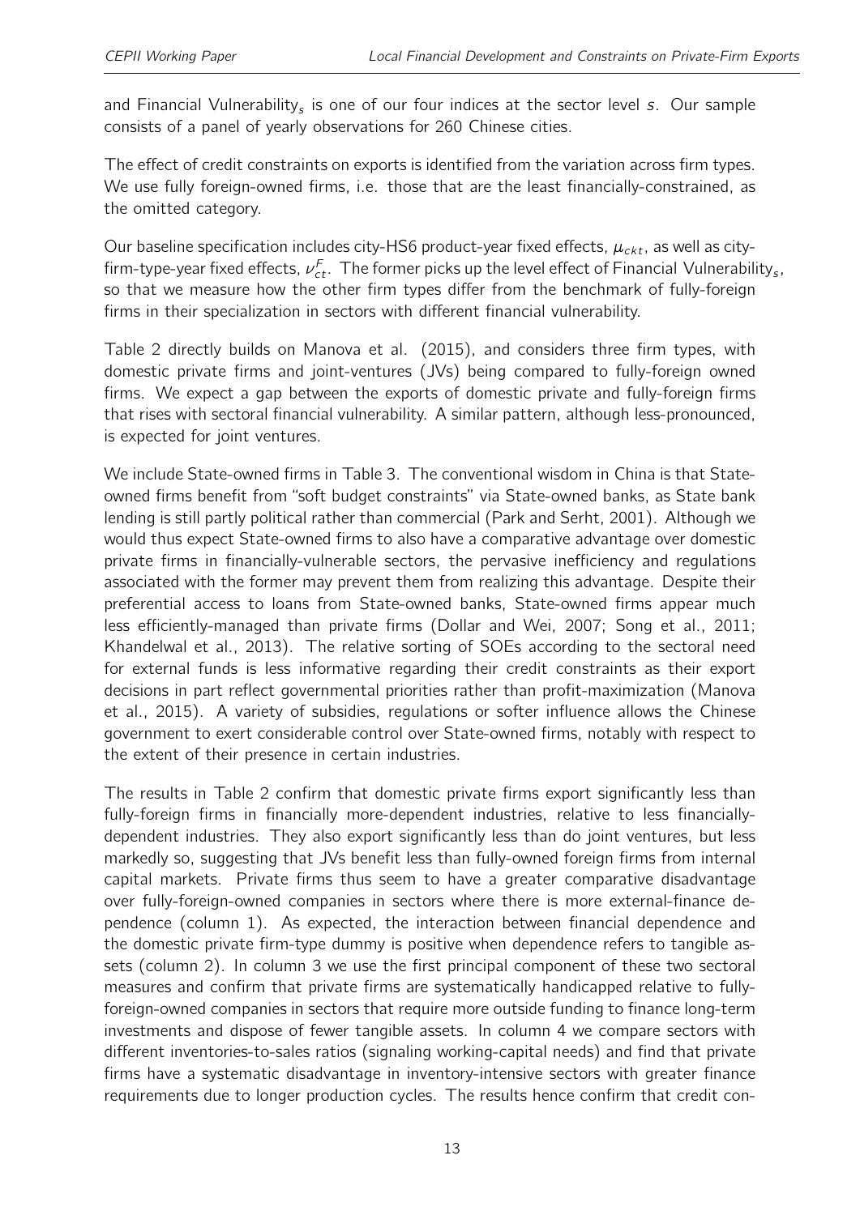and Financial Vulnerability$_s$ is one of our four indices at the sector level $s$. Our sample consists of a panel of yearly observations for 260 Chinese cities.

The effect of credit constraints on exports is identified from the variation across firm types. We use fully foreign-owned firms, i.e. those that are the least financially-constrained, as the omitted category.

Our baseline specification includes city-HS6 product-year fixed effects, $\mu_{ckt}$, as well as city-firm-type-year fixed effects, $\nu_{ct}^F$. The former picks up the level effect of Financial Vulnerability$_s$, so that we measure how the other firm types differ from the benchmark of fully-foreign firms in their specialization in sectors with different financial vulnerability.

Table 2 directly builds on Manova et al. (2015), and considers three firm types, with domestic private firms and joint-ventures (JVs) being compared to fully-foreign owned firms. We expect a gap between the exports of domestic private and fully-foreign firms that rises with sectoral financial vulnerability. A similar pattern, although less-pronounced, is expected for joint ventures.

We include State-owned firms in Table 3. The conventional wisdom in China is that State-owned firms benefit from "soft budget constraints" via State-owned banks, as State bank lending is still partly political rather than commercial (Park and Serht, 2001). Although we would thus expect State-owned firms to also have a comparative advantage over domestic private firms in financially-vulnerable sectors, the pervasive inefficiency and regulations associated with the former may prevent them from realizing this advantage. Despite their preferential access to loans from State-owned banks, State-owned firms appear much less efficiently-managed than private firms (Dollar and Wei, 2007; Song et al., 2011; Khandelwal et al., 2013). The relative sorting of SOEs according to the sectoral need for external funds is less informative regarding their credit constraints as their export decisions in part reflect governmental priorities rather than profit-maximization (Manova et al., 2015). A variety of subsidies, regulations or softer influence allows the Chinese government to exert considerable control over State-owned firms, notably with respect to the extent of their presence in certain industries.

The results in Table 2 confirm that domestic private firms export significantly less than fully-foreign firms in financially more-dependent industries, relative to less financially-dependent industries. They also export significantly less than do joint ventures, but less markedly so, suggesting that JVs benefit less than fully-owned foreign firms from internal capital markets. Private firms thus seem to have a greater comparative disadvantage over fully-foreign-owned companies in sectors where there is more external-finance dependence (column 1). As expected, the interaction between financial dependence and the domestic private firm-type dummy is positive when dependence refers to tangible assets (column 2). In column 3 we use the first principal component of these two sectoral measures and confirm that private firms are systematically handicapped relative to fully-foreign-owned companies in sectors that require more outside funding to finance long-term investments and dispose of fewer tangible assets. In column 4 we compare sectors with different inventories-to-sales ratios (signaling working-capital needs) and find that private firms have a systematic disadvantage in inventory-intensive sectors with greater finance requirements due to longer production cycles. The results hence confirm that credit con-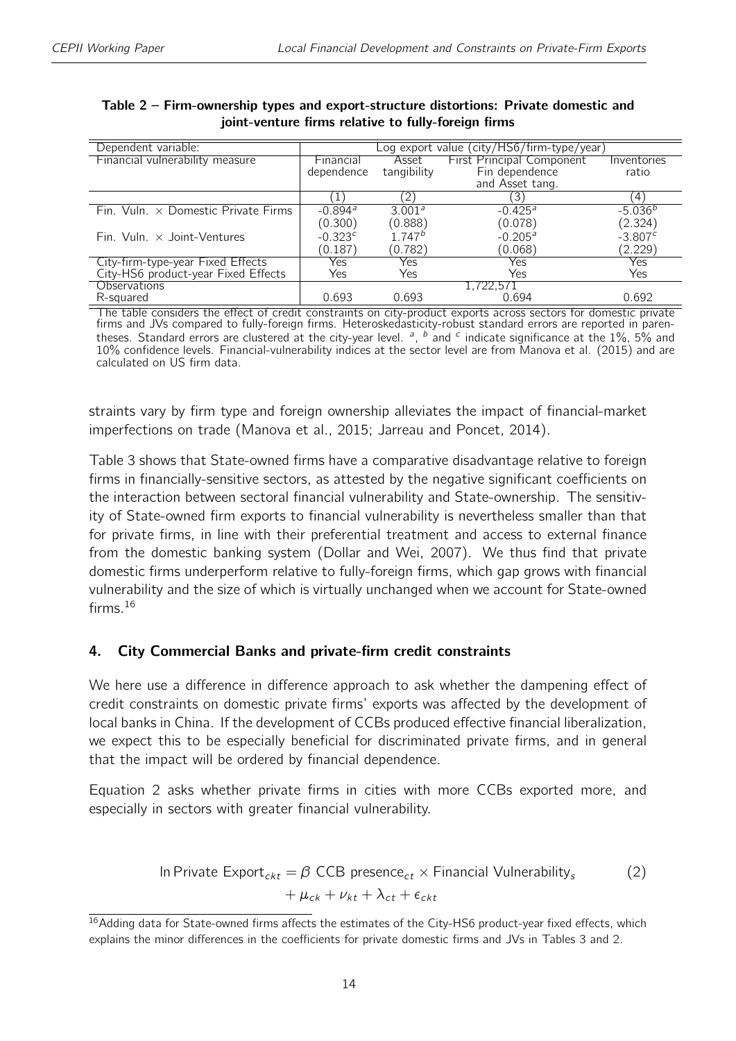**Table 2 – Firm-ownership types and export-structure distortions: Private domestic and joint-venture firms relative to fully-foreign firms**

| Dependent variable: | Log export value (city/HS6/firm-type/year) | | | |
|---|---|---|---|---|
| Financial vulnerability measure | Financial dependence | Asset tangibility | First Principal Component Fin dependence and Asset tang. | Inventories ratio |
| | (1) | (2) | (3) | (4) |
| Fin. Vuln. × Domestic Private Firms | -0.894[a] | 3.001[a] | -0.425[a] | -5.036[b] |
| | (0.300) | (0.888) | (0.078) | (2.324) |
| Fin. Vuln. × Joint-Ventures | -0.323[c] | 1.747[b] | -0.205[a] | -3.807[c] |
| | (0.187) | (0.782) | (0.068) | (2.229) |
| City-firm-type-year Fixed Effects | Yes | Yes | Yes | Yes |
| City-HS6 product-year Fixed Effects | Yes | Yes | Yes | Yes |
| Observations | 1,722,571 | | | |
| R-squared | 0.693 | 0.693 | 0.694 | 0.692 |

The table considers the effect of credit constraints on city-product exports across sectors for domestic private firms and JVs compared to fully-foreign firms. Heteroskedasticity-robust standard errors are reported in parentheses. Standard errors are clustered at the city-year level. [a], [b] and [c] indicate significance at the 1%, 5% and 10% confidence levels. Financial-vulnerability indices at the sector level are from Manova et al. (2015) and are calculated on US firm data.

straints vary by firm type and foreign ownership alleviates the impact of financial-market imperfections on trade (Manova et al., 2015; Jarreau and Poncet, 2014).

Table 3 shows that State-owned firms have a comparative disadvantage relative to foreign firms in financially-sensitive sectors, as attested by the negative significant coefficients on the interaction between sectoral financial vulnerability and State-ownership. The sensitivity of State-owned firm exports to financial vulnerability is nevertheless smaller than that for private firms, in line with their preferential treatment and access to external finance from the domestic banking system (Dollar and Wei, 2007). We thus find that private domestic firms underperform relative to fully-foreign firms, which gap grows with financial vulnerability and the size of which is virtually unchanged when we account for State-owned firms.[16]

## 4. City Commercial Banks and private-firm credit constraints

We here use a difference in difference approach to ask whether the dampening effect of credit constraints on domestic private firms' exports was affected by the development of local banks in China. If the development of CCBs produced effective financial liberalization, we expect this to be especially beneficial for discriminated private firms, and in general that the impact will be ordered by financial dependence.

Equation 2 asks whether private firms in cities with more CCBs exported more, and especially in sectors with greater financial vulnerability.

$$\ln \text{Private Export}_{ckt} = \beta \text{ CCB presence}_{ct} \times \text{Financial Vulnerability}_{s} + \mu_{ck} + \nu_{kt} + \lambda_{ct} + \epsilon_{ckt} \quad (2)$$

[16] Adding data for State-owned firms affects the estimates of the City-HS6 product-year fixed effects, which explains the minor differences in the coefficients for private domestic firms and JVs in Tables 3 and 2.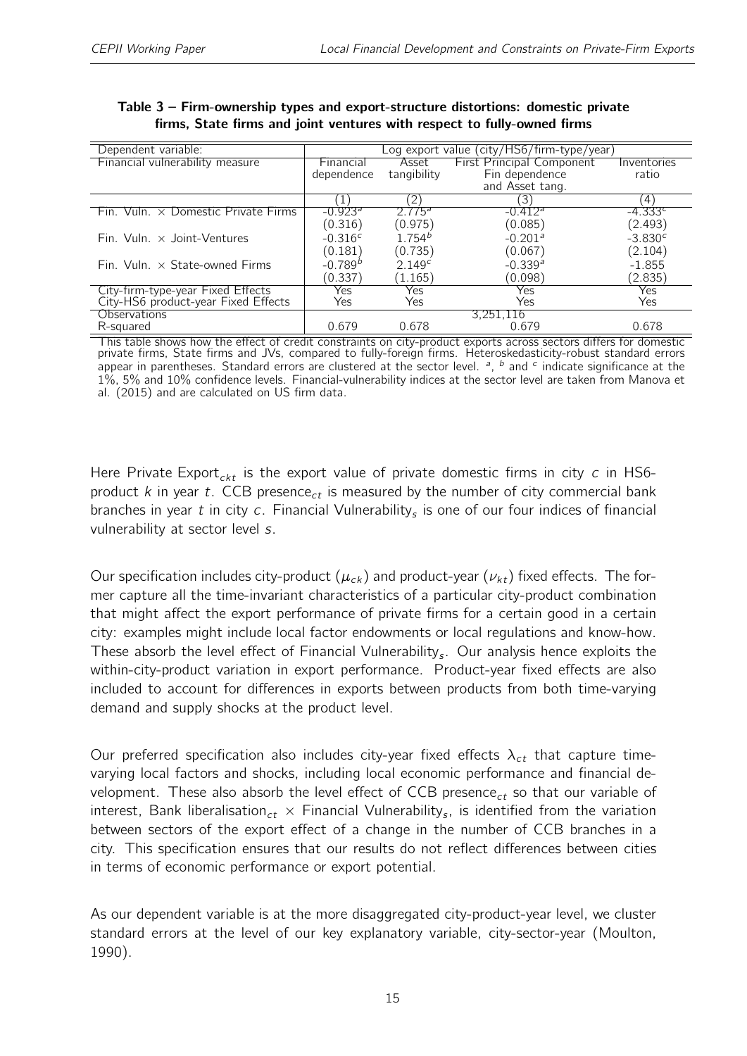**Table 3 – Firm-ownership types and export-structure distortions: domestic private firms, State firms and joint ventures with respect to fully-owned firms**

| Dependent variable: | Log export value (city/HS6/firm-type/year) | | | |
|---|---|---|---|---|
| Financial vulnerability measure | Financial dependence | Asset tangibility | First Principal Component Fin dependence and Asset tang. | Inventories ratio |
| | (1) | (2) | (3) | (4) |
| Fin. Vuln. × Domestic Private Firms | -0.923[a] | 2.775[a] | -0.412[a] | -4.333[c] |
| | (0.316) | (0.975) | (0.085) | (2.493) |
| Fin. Vuln. × Joint-Ventures | -0.316[c] | 1.754[b] | -0.201[a] | -3.830[c] |
| | (0.181) | (0.735) | (0.067) | (2.104) |
| Fin. Vuln. × State-owned Firms | -0.789[b] | 2.149[c] | -0.339[a] | -1.855 |
| | (0.337) | (1.165) | (0.098) | (2.835) |
| City-firm-type-year Fixed Effects | Yes | Yes | Yes | Yes |
| City-HS6 product-year Fixed Effects | Yes | Yes | Yes | Yes |
| Observations | 3,251,116 | | | |
| R-squared | 0.679 | 0.678 | 0.679 | 0.678 |

This table shows how the effect of credit constraints on city-product exports across sectors differs for domestic private firms, State firms and JVs, compared to fully-foreign firms. Heteroskedasticity-robust standard errors appear in parentheses. Standard errors are clustered at the sector level. [a], [b] and [c] indicate significance at the 1%, 5% and 10% confidence levels. Financial-vulnerability indices at the sector level are taken from Manova et al. (2015) and are calculated on US firm data.

Here Private Export$_{ckt}$ is the export value of private domestic firms in city $c$ in HS6-product $k$ in year $t$. CCB presence$_{ct}$ is measured by the number of city commercial bank branches in year $t$ in city $c$. Financial Vulnerability$_s$ is one of our four indices of financial vulnerability at sector level $s$.

Our specification includes city-product ($\mu_{ck}$) and product-year ($\nu_{kt}$) fixed effects. The former capture all the time-invariant characteristics of a particular city-product combination that might affect the export performance of private firms for a certain good in a certain city: examples might include local factor endowments or local regulations and know-how. These absorb the level effect of Financial Vulnerability$_s$. Our analysis hence exploits the within-city-product variation in export performance. Product-year fixed effects are also included to account for differences in exports between products from both time-varying demand and supply shocks at the product level.

Our preferred specification also includes city-year fixed effects $\lambda_{ct}$ that capture time-varying local factors and shocks, including local economic performance and financial development. These also absorb the level effect of CCB presence$_{ct}$ so that our variable of interest, Bank liberalisation$_{ct}$ × Financial Vulnerability$_s$, is identified from the variation between sectors of the export effect of a change in the number of CCB branches in a city. This specification ensures that our results do not reflect differences between cities in terms of economic performance or export potential.

As our dependent variable is at the more disaggregated city-product-year level, we cluster standard errors at the level of our key explanatory variable, city-sector-year (Moulton, 1990).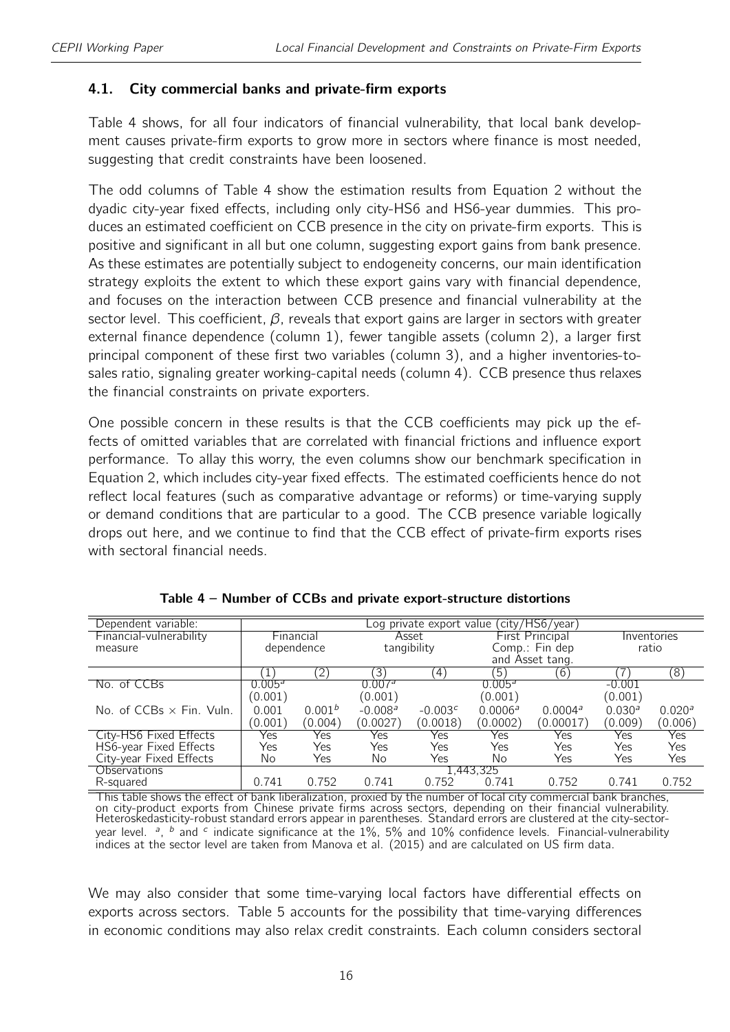### 4.1. City commercial banks and private-firm exports

Table 4 shows, for all four indicators of financial vulnerability, that local bank development causes private-firm exports to grow more in sectors where finance is most needed, suggesting that credit constraints have been loosened.

The odd columns of Table 4 show the estimation results from Equation 2 without the dyadic city-year fixed effects, including only city-HS6 and HS6-year dummies. This produces an estimated coefficient on CCB presence in the city on private-firm exports. This is positive and significant in all but one column, suggesting export gains from bank presence. As these estimates are potentially subject to endogeneity concerns, our main identification strategy exploits the extent to which these export gains vary with financial dependence, and focuses on the interaction between CCB presence and financial vulnerability at the sector level. This coefficient, $\beta$, reveals that export gains are larger in sectors with greater external finance dependence (column 1), fewer tangible assets (column 2), a larger first principal component of these first two variables (column 3), and a higher inventories-to-sales ratio, signaling greater working-capital needs (column 4). CCB presence thus relaxes the financial constraints on private exporters.

One possible concern in these results is that the CCB coefficients may pick up the effects of omitted variables that are correlated with financial frictions and influence export performance. To allay this worry, the even columns show our benchmark specification in Equation 2, which includes city-year fixed effects. The estimated coefficients hence do not reflect local features (such as comparative advantage or reforms) or time-varying supply or demand conditions that are particular to a good. The CCB presence variable logically drops out here, and we continue to find that the CCB effect of private-firm exports rises with sectoral financial needs.

**Table 4 – Number of CCBs and private export-structure distortions**

| Dependent variable: | Log private export value (city/HS6/year) | | | | | | | |
|---|---|---|---|---|---|---|---|---|
| Financial-vulnerability measure | Financial dependence | | Asset tangibility | | First Principal Comp.: Fin dep and Asset tang. | | Inventories ratio | |
| | (1) | (2) | (3) | (4) | (5) | (6) | (7) | (8) |
| No. of CCBs | $0.005^a$ | | $0.007^a$ | | $0.005^a$ | | -0.001 | |
| | (0.001) | | (0.001) | | (0.001) | | (0.001) | |
| No. of CCBs $\times$ Fin. Vuln. | 0.001 | $0.001^b$ | $-0.008^a$ | $-0.003^c$ | $0.0006^a$ | $0.0004^a$ | $0.030^a$ | $0.020^a$ |
| | (0.001) | (0.004) | (0.0027) | (0.0018) | (0.0002) | (0.00017) | (0.009) | (0.006) |
| City-HS6 Fixed Effects | Yes | Yes | Yes | Yes | Yes | Yes | Yes | Yes |
| HS6-year Fixed Effects | Yes | Yes | Yes | Yes | Yes | Yes | Yes | Yes |
| City-year Fixed Effects | No | Yes | No | Yes | No | Yes | Yes | Yes |
| Observations | 1,443,325 | | | | | | | |
| R-squared | 0.741 | 0.752 | 0.741 | 0.752 | 0.741 | 0.752 | 0.741 | 0.752 |

This table shows the effect of bank liberalization, proxied by the number of local city commercial bank branches, on city-product exports from Chinese private firms across sectors, depending on their financial vulnerability. Heteroskedasticity-robust standard errors appear in parentheses. Standard errors are clustered at the city-sector-year level. [a], [b] and [c] indicate significance at the 1%, 5% and 10% confidence levels. Financial-vulnerability indices at the sector level are taken from Manova et al. (2015) and are calculated on US firm data.

We may also consider that some time-varying local factors have differential effects on exports across sectors. Table 5 accounts for the possibility that time-varying differences in economic conditions may also relax credit constraints. Each column considers sectoral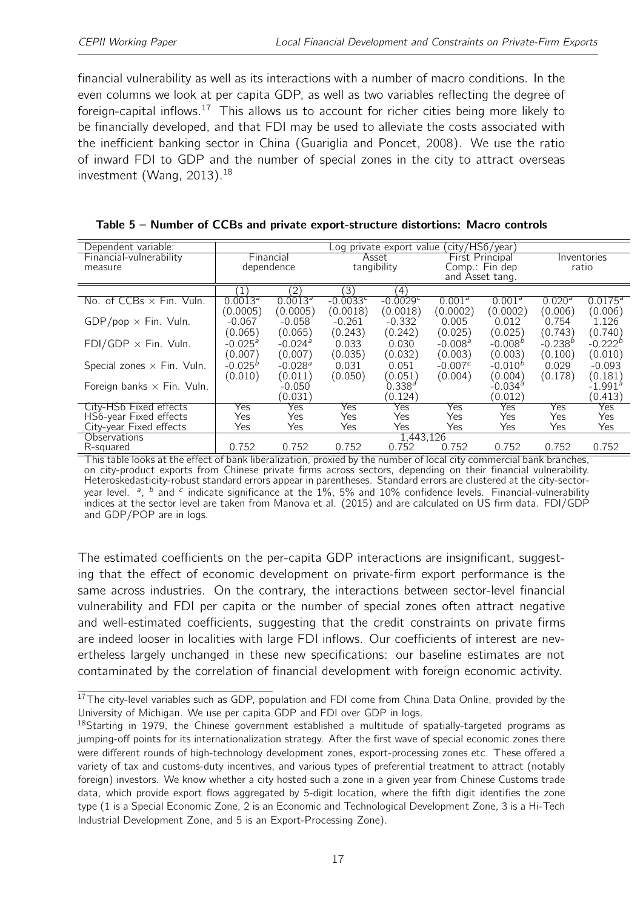financial vulnerability as well as its interactions with a number of macro conditions. In the even columns we look at per capita GDP, as well as two variables reflecting the degree of foreign-capital inflows.[17] This allows us to account for richer cities being more likely to be financially developed, and that FDI may be used to alleviate the costs associated with the inefficient banking sector in China (Guariglia and Poncet, 2008). We use the ratio of inward FDI to GDP and the number of special zones in the city to attract overseas investment (Wang, 2013).[18]

**Table 5 – Number of CCBs and private export-structure distortions: Macro controls**

| Dependent variable: | Log private export value (city/HS6/year) | | | | | | | |
|---|---|---|---|---|---|---|---|---|
| Financial-vulnerability measure | Financial dependence | | Asset tangibility | | First Principal Comp.: Fin dep and Asset tang. | | Inventories ratio | |
| | (1) | (2) | (3) | (4) | | | | |
| No. of CCBs × Fin. Vuln. | 0.0013$^a$ | 0.0013$^a$ | -0.0033$^c$ | -0.0029$^c$ | 0.001$^a$ | 0.001$^a$ | 0.020$^a$ | 0.0175$^a$ |
| | (0.0005) | (0.0005) | (0.0018) | (0.0018) | (0.0002) | (0.0002) | (0.006) | (0.006) |
| GDP/pop × Fin. Vuln. | -0.067 | -0.058 | -0.261 | -0.332 | 0.005 | 0.012 | 0.754 | 1.126 |
| | (0.065) | (0.065) | (0.243) | (0.242) | (0.025) | (0.025) | (0.743) | (0.740) |
| FDI/GDP × Fin. Vuln. | -0.025$^a$ | -0.024$^a$ | 0.033 | 0.030 | -0.008$^a$ | -0.008$^b$ | -0.238$^b$ | -0.222$^b$ |
| | (0.007) | (0.007) | (0.035) | (0.032) | (0.003) | (0.003) | (0.100) | (0.010) |
| Special zones × Fin. Vuln. | -0.025$^b$ | -0.028$^a$ | 0.031 | 0.051 | -0.007$^c$ | -0.010$^b$ | 0.029 | -0.093 |
| | (0.010) | (0.011) | (0.050) | (0.051) | (0.004) | (0.004) | (0.178) | (0.181) |
| Foreign banks × Fin. Vuln. | | -0.050 | | 0.338$^a$ | | -0.034$^a$ | | -1.991$^a$ |
| | | (0.031) | | (0.124) | | (0.012) | | (0.413) |
| City-HS6 Fixed effects | Yes | Yes | Yes | Yes | Yes | Yes | Yes | Yes |
| HS6-year Fixed effects | Yes | Yes | Yes | Yes | Yes | Yes | Yes | Yes |
| City-year Fixed effects | Yes | Yes | Yes | Yes | Yes | Yes | Yes | Yes |
| Observations | 1,443,126 | | | | | | | |
| R-squared | 0.752 | 0.752 | 0.752 | 0.752 | 0.752 | 0.752 | 0.752 | 0.752 |

This table looks at the effect of bank liberalization, proxied by the number of local city commercial bank branches, on city-product exports from Chinese private firms across sectors, depending on their financial vulnerability. Heteroskedasticity-robust standard errors appear in parentheses. Standard errors are clustered at the city-sector-year level. $^a$, $^b$ and $^c$ indicate significance at the 1%, 5% and 10% confidence levels. Financial-vulnerability indices at the sector level are taken from Manova et al. (2015) and are calculated on US firm data. FDI/GDP and GDP/POP are in logs.

The estimated coefficients on the per-capita GDP interactions are insignificant, suggesting that the effect of economic development on private-firm export performance is the same across industries. On the contrary, the interactions between sector-level financial vulnerability and FDI per capita or the number of special zones often attract negative and well-estimated coefficients, suggesting that the credit constraints on private firms are indeed looser in localities with large FDI inflows. Our coefficients of interest are nevertheless largely unchanged in these new specifications: our baseline estimates are not contaminated by the correlation of financial development with foreign economic activity.

[17] The city-level variables such as GDP, population and FDI come from China Data Online, provided by the University of Michigan. We use per capita GDP and FDI over GDP in logs.

[18] Starting in 1979, the Chinese government established a multitude of spatially-targeted programs as jumping-off points for its internationalization strategy. After the first wave of special economic zones there were different rounds of high-technology development zones, export-processing zones etc. These offered a variety of tax and customs-duty incentives, and various types of preferential treatment to attract (notably foreign) investors. We know whether a city hosted such a zone in a given year from Chinese Customs trade data, which provide export flows aggregated by 5-digit location, where the fifth digit identifies the zone type (1 is a Special Economic Zone, 2 is an Economic and Technological Development Zone, 3 is a Hi-Tech Industrial Development Zone, and 5 is an Export-Processing Zone).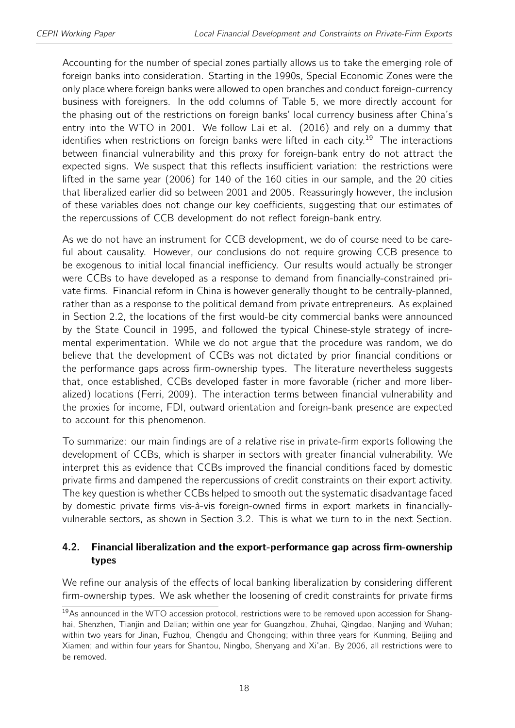Accounting for the number of special zones partially allows us to take the emerging role of foreign banks into consideration. Starting in the 1990s, Special Economic Zones were the only place where foreign banks were allowed to open branches and conduct foreign-currency business with foreigners. In the odd columns of Table 5, we more directly account for the phasing out of the restrictions on foreign banks' local currency business after China's entry into the WTO in 2001. We follow Lai et al. (2016) and rely on a dummy that identifies when restrictions on foreign banks were lifted in each city.[19] The interactions between financial vulnerability and this proxy for foreign-bank entry do not attract the expected signs. We suspect that this reflects insufficient variation: the restrictions were lifted in the same year (2006) for 140 of the 160 cities in our sample, and the 20 cities that liberalized earlier did so between 2001 and 2005. Reassuringly however, the inclusion of these variables does not change our key coefficients, suggesting that our estimates of the repercussions of CCB development do not reflect foreign-bank entry.

As we do not have an instrument for CCB development, we do of course need to be careful about causality. However, our conclusions do not require growing CCB presence to be exogenous to initial local financial inefficiency. Our results would actually be stronger were CCBs to have developed as a response to demand from financially-constrained private firms. Financial reform in China is however generally thought to be centrally-planned, rather than as a response to the political demand from private entrepreneurs. As explained in Section 2.2, the locations of the first would-be city commercial banks were announced by the State Council in 1995, and followed the typical Chinese-style strategy of incremental experimentation. While we do not argue that the procedure was random, we do believe that the development of CCBs was not dictated by prior financial conditions or the performance gaps across firm-ownership types. The literature nevertheless suggests that, once established, CCBs developed faster in more favorable (richer and more liberalized) locations (Ferri, 2009). The interaction terms between financial vulnerability and the proxies for income, FDI, outward orientation and foreign-bank presence are expected to account for this phenomenon.

To summarize: our main findings are of a relative rise in private-firm exports following the development of CCBs, which is sharper in sectors with greater financial vulnerability. We interpret this as evidence that CCBs improved the financial conditions faced by domestic private firms and dampened the repercussions of credit constraints on their export activity. The key question is whether CCBs helped to smooth out the systematic disadvantage faced by domestic private firms vis-à-vis foreign-owned firms in export markets in financially-vulnerable sectors, as shown in Section 3.2. This is what we turn to in the next Section.

### 4.2. Financial liberalization and the export-performance gap across firm-ownership types

We refine our analysis of the effects of local banking liberalization by considering different firm-ownership types. We ask whether the loosening of credit constraints for private firms

[19] As announced in the WTO accession protocol, restrictions were to be removed upon accession for Shanghai, Shenzhen, Tianjin and Dalian; within one year for Guangzhou, Zhuhai, Qingdao, Nanjing and Wuhan; within two years for Jinan, Fuzhou, Chengdu and Chongqing; within three years for Kunming, Beijing and Xiamen; and within four years for Shantou, Ningbo, Shenyang and Xi'an. By 2006, all restrictions were to be removed.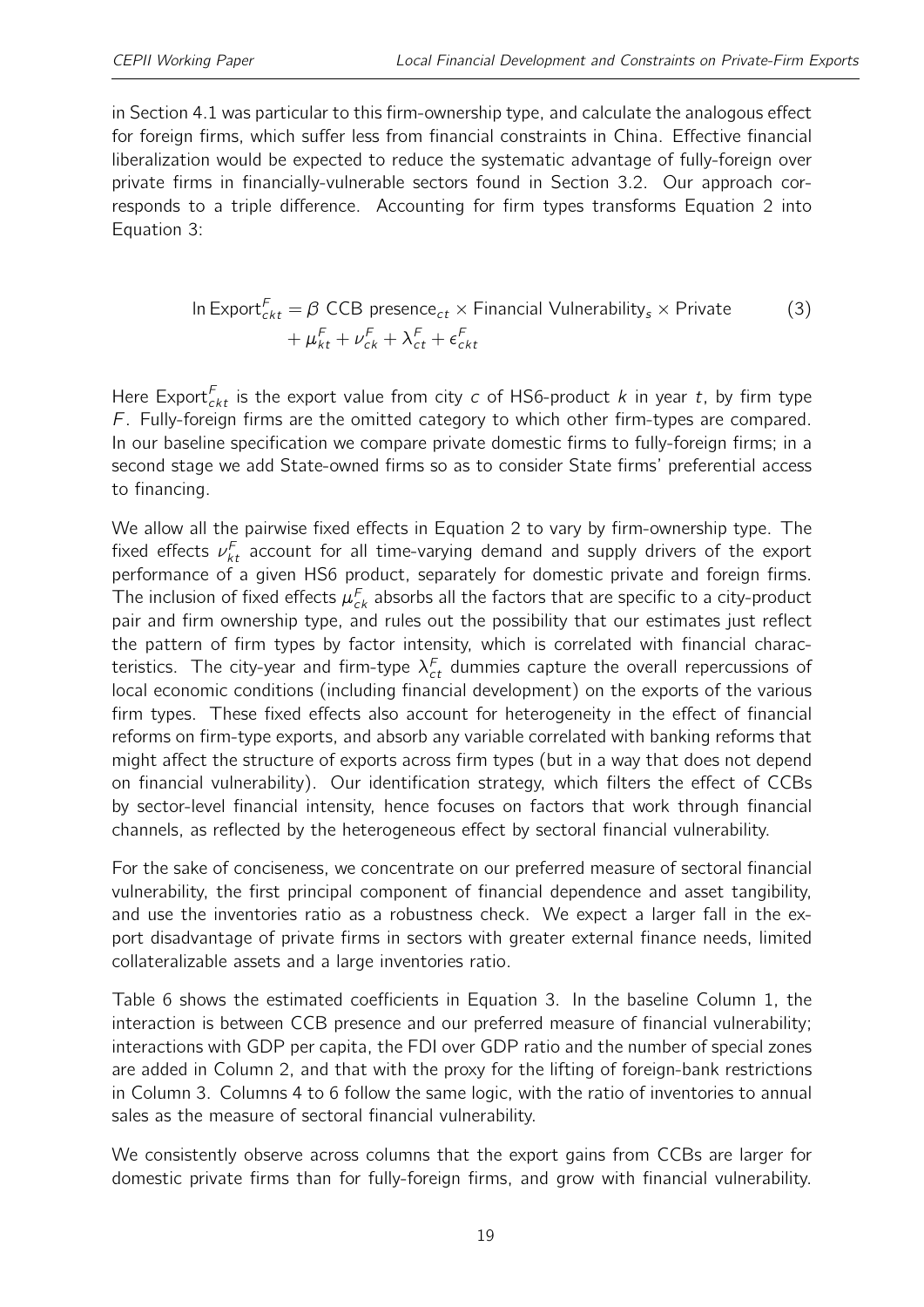in Section 4.1 was particular to this firm-ownership type, and calculate the analogous effect for foreign firms, which suffer less from financial constraints in China. Effective financial liberalization would be expected to reduce the systematic advantage of fully-foreign over private firms in financially-vulnerable sectors found in Section 3.2. Our approach corresponds to a triple difference. Accounting for firm types transforms Equation 2 into Equation 3:

$$\ln \text{Export}^F_{ckt} = \beta \text{ CCB presence}_{ct} \times \text{Financial Vulnerability}_s \times \text{Private} + \mu^F_{kt} + \nu^F_{ck} + \lambda^F_{ct} + \epsilon^F_{ckt} \tag{3}$$

Here $\text{Export}^F_{ckt}$ is the export value from city $c$ of HS6-product $k$ in year $t$, by firm type $F$. Fully-foreign firms are the omitted category to which other firm-types are compared. In our baseline specification we compare private domestic firms to fully-foreign firms; in a second stage we add State-owned firms so as to consider State firms' preferential access to financing.

We allow all the pairwise fixed effects in Equation 2 to vary by firm-ownership type. The fixed effects $\nu^F_{kt}$ account for all time-varying demand and supply drivers of the export performance of a given HS6 product, separately for domestic private and foreign firms. The inclusion of fixed effects $\mu^F_{ck}$ absorbs all the factors that are specific to a city-product pair and firm ownership type, and rules out the possibility that our estimates just reflect the pattern of firm types by factor intensity, which is correlated with financial characteristics. The city-year and firm-type $\lambda^F_{ct}$ dummies capture the overall repercussions of local economic conditions (including financial development) on the exports of the various firm types. These fixed effects also account for heterogeneity in the effect of financial reforms on firm-type exports, and absorb any variable correlated with banking reforms that might affect the structure of exports across firm types (but in a way that does not depend on financial vulnerability). Our identification strategy, which filters the effect of CCBs by sector-level financial intensity, hence focuses on factors that work through financial channels, as reflected by the heterogeneous effect by sectoral financial vulnerability.

For the sake of conciseness, we concentrate on our preferred measure of sectoral financial vulnerability, the first principal component of financial dependence and asset tangibility, and use the inventories ratio as a robustness check. We expect a larger fall in the export disadvantage of private firms in sectors with greater external finance needs, limited collateralizable assets and a large inventories ratio.

Table 6 shows the estimated coefficients in Equation 3. In the baseline Column 1, the interaction is between CCB presence and our preferred measure of financial vulnerability; interactions with GDP per capita, the FDI over GDP ratio and the number of special zones are added in Column 2, and that with the proxy for the lifting of foreign-bank restrictions in Column 3. Columns 4 to 6 follow the same logic, with the ratio of inventories to annual sales as the measure of sectoral financial vulnerability.

We consistently observe across columns that the export gains from CCBs are larger for domestic private firms than for fully-foreign firms, and grow with financial vulnerability.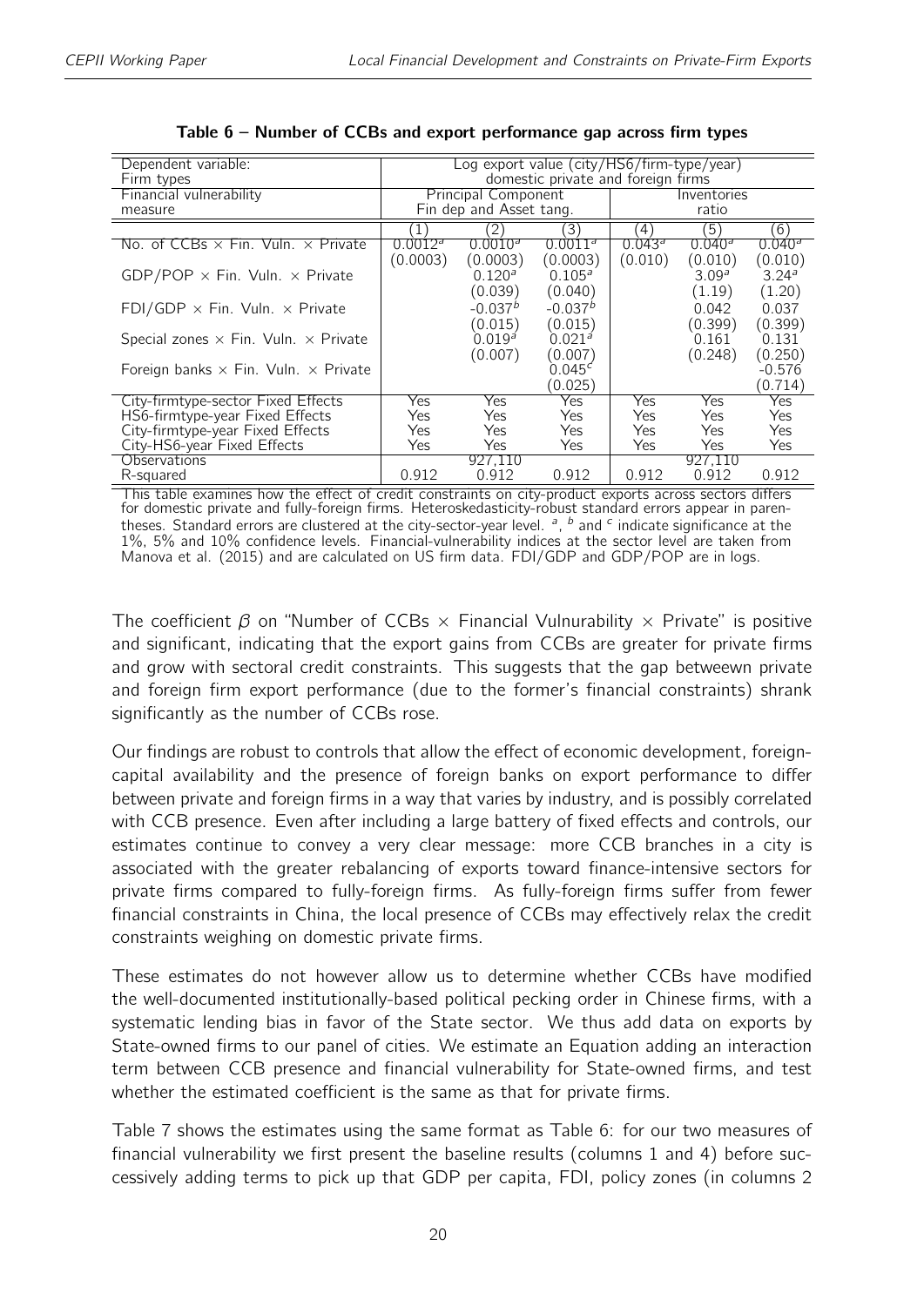**Table 6 – Number of CCBs and export performance gap across firm types**

| Dependent variable: | Log export value (city/HS6/firm-type/year) | | | | | |
|---|---|---|---|---|---|---|
| Firm types | domestic private and foreign firms | | | | | |
| Financial vulnerability measure | Principal Component Fin dep and Asset tang. | | | Inventories ratio | | |
| | (1) | (2) | (3) | (4) | (5) | (6) |
| No. of CCBs × Fin. Vuln. × Private | 0.0012[a] | 0.0010[a] | 0.0011[a] | 0.043[a] | 0.040[a] | 0.040[a] |
| | (0.0003) | (0.0003) | (0.0003) | (0.010) | (0.010) | (0.010) |
| GDP/POP × Fin. Vuln. × Private | | 0.120[a] | 0.105[a] | | 3.09[a] | 3.24[a] |
| | | (0.039) | (0.040) | | (1.19) | (1.20) |
| FDI/GDP × Fin. Vuln. × Private | | -0.037[b] | -0.037[b] | | 0.042 | 0.037 |
| | | (0.015) | (0.015) | | (0.399) | (0.399) |
| Special zones × Fin. Vuln. × Private | | 0.019[a] | 0.021[a] | | 0.161 | 0.131 |
| | | (0.007) | (0.007) | | (0.248) | (0.250) |
| Foreign banks × Fin. Vuln. × Private | | | 0.045[c] | | | -0.576 |
| | | | (0.025) | | | (0.714) |
| City-firmtype-sector Fixed Effects | Yes | Yes | Yes | Yes | Yes | Yes |
| HS6-firmtype-year Fixed Effects | Yes | Yes | Yes | Yes | Yes | Yes |
| City-firmtype-year Fixed Effects | Yes | Yes | Yes | Yes | Yes | Yes |
| City-HS6-year Fixed Effects | Yes | Yes | Yes | Yes | Yes | Yes |
| Observations | | 927,110 | | | 927,110 | |
| R-squared | 0.912 | 0.912 | 0.912 | 0.912 | 0.912 | 0.912 |

This table examines how the effect of credit constraints on city-product exports across sectors differs for domestic private and fully-foreign firms. Heteroskedasticity-robust standard errors appear in parentheses. Standard errors are clustered at the city-sector-year level. [a], [b] and [c] indicate significance at the 1%, 5% and 10% confidence levels. Financial-vulnerability indices at the sector level are taken from Manova et al. (2015) and are calculated on US firm data. FDI/GDP and GDP/POP are in logs.

The coefficient $\beta$ on "Number of CCBs × Financial Vulnurability × Private" is positive and significant, indicating that the export gains from CCBs are greater for private firms and grow with sectoral credit constraints. This suggests that the gap betweewn private and foreign firm export performance (due to the former's financial constraints) shrank significantly as the number of CCBs rose.

Our findings are robust to controls that allow the effect of economic development, foreign-capital availability and the presence of foreign banks on export performance to differ between private and foreign firms in a way that varies by industry, and is possibly correlated with CCB presence. Even after including a large battery of fixed effects and controls, our estimates continue to convey a very clear message: more CCB branches in a city is associated with the greater rebalancing of exports toward finance-intensive sectors for private firms compared to fully-foreign firms. As fully-foreign firms suffer from fewer financial constraints in China, the local presence of CCBs may effectively relax the credit constraints weighing on domestic private firms.

These estimates do not however allow us to determine whether CCBs have modified the well-documented institutionally-based political pecking order in Chinese firms, with a systematic lending bias in favor of the State sector. We thus add data on exports by State-owned firms to our panel of cities. We estimate an Equation adding an interaction term between CCB presence and financial vulnerability for State-owned firms, and test whether the estimated coefficient is the same as that for private firms.

Table 7 shows the estimates using the same format as Table 6: for our two measures of financial vulnerability we first present the baseline results (columns 1 and 4) before successively adding terms to pick up that GDP per capita, FDI, policy zones (in columns 2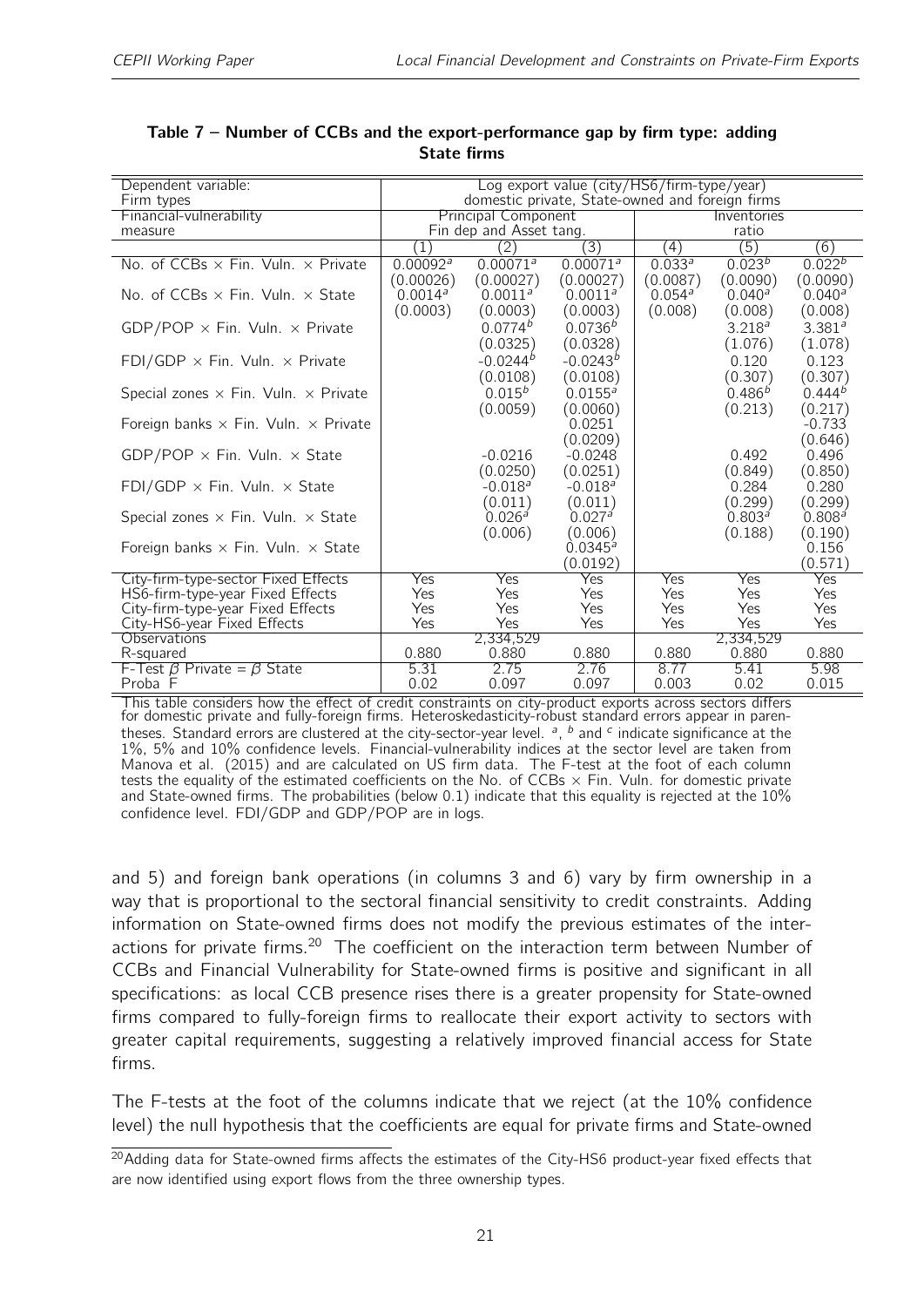**Table 7 – Number of CCBs and the export-performance gap by firm type: adding State firms**

| Dependent variable: | Log export value (city/HS6/firm-type/year) | | | | | |
|---|---|---|---|---|---|---|
| Firm types | domestic private, State-owned and foreign firms | | | | | |
| Financial-vulnerability measure | Principal Component Fin dep and Asset tang. | | | Inventories ratio | | |
| | (1) | (2) | (3) | (4) | (5) | (6) |
| No. of CCBs × Fin. Vuln. × Private | 0.00092[a] | 0.00071[a] | 0.00071[a] | 0.033[a] | 0.023[b] | 0.022[b] |
| | (0.00026) | (0.00027) | (0.00027) | (0.0087) | (0.0090) | (0.0090) |
| No. of CCBs × Fin. Vuln. × State | 0.0014[a] | 0.0011[a] | 0.0011[a] | 0.054[a] | 0.040[a] | 0.040[a] |
| | (0.0003) | (0.0003) | (0.0003) | (0.008) | (0.008) | (0.008) |
| GDP/POP × Fin. Vuln. × Private | | 0.0774[b] | 0.0736[b] | | 3.218[a] | 3.381[a] |
| | | (0.0325) | (0.0328) | | (1.076) | (1.078) |
| FDI/GDP × Fin. Vuln. × Private | | -0.0244[b] | -0.0243[b] | | 0.120 | 0.123 |
| | | (0.0108) | (0.0108) | | (0.307) | (0.307) |
| Special zones × Fin. Vuln. × Private | | 0.015[b] | 0.0155[a] | | 0.486[b] | 0.444[b] |
| | | (0.0059) | (0.0060) | | (0.213) | (0.217) |
| Foreign banks × Fin. Vuln. × Private | | | 0.0251 | | | -0.733 |
| | | | (0.0209) | | | (0.646) |
| GDP/POP × Fin. Vuln. × State | | -0.0216 | -0.0248 | | 0.492 | 0.496 |
| | | (0.0250) | (0.0251) | | (0.849) | (0.850) |
| FDI/GDP × Fin. Vuln. × State | | -0.018[a] | -0.018[a] | | 0.284 | 0.280 |
| | | (0.011) | (0.011) | | (0.299) | (0.299) |
| Special zones × Fin. Vuln. × State | | 0.026[a] | 0.027[a] | | 0.803[a] | 0.808[a] |
| | | (0.006) | (0.006) | | (0.188) | (0.190) |
| Foreign banks × Fin. Vuln. × State | | | 0.0345[a] | | | 0.156 |
| | | | (0.0192) | | | (0.571) |
| City-firm-type-sector Fixed Effects | Yes | Yes | Yes | Yes | Yes | Yes |
| HS6-firm-type-year Fixed Effects | Yes | Yes | Yes | Yes | Yes | Yes |
| City-firm-type-year Fixed Effects | Yes | Yes | Yes | Yes | Yes | Yes |
| City-HS6-year Fixed Effects | Yes | Yes | Yes | Yes | Yes | Yes |
| Observations | | 2,334,529 | | | 2,334,529 | |
| R-squared | 0.880 | 0.880 | 0.880 | 0.880 | 0.880 | 0.880 |
| F-Test $\beta$ Private = $\beta$ State | 5.31 | 2.75 | 2.76 | 8.77 | 5.41 | 5.98 |
| Proba F | 0.02 | 0.097 | 0.097 | 0.003 | 0.02 | 0.015 |

This table considers how the effect of credit constraints on city-product exports across sectors differs for domestic private and fully-foreign firms. Heteroskedasticity-robust standard errors appear in parentheses. Standard errors are clustered at the city-sector-year level. [a], [b] and [c] indicate significance at the 1%, 5% and 10% confidence levels. Financial-vulnerability indices at the sector level are taken from Manova et al. (2015) and are calculated on US firm data. The F-test at the foot of each column tests the equality of the estimated coefficients on the No. of CCBs × Fin. Vuln. for domestic private and State-owned firms. The probabilities (below 0.1) indicate that this equality is rejected at the 10% confidence level. FDI/GDP and GDP/POP are in logs.

and 5) and foreign bank operations (in columns 3 and 6) vary by firm ownership in a way that is proportional to the sectoral financial sensitivity to credit constraints. Adding information on State-owned firms does not modify the previous estimates of the interactions for private firms.[20] The coefficient on the interaction term between Number of CCBs and Financial Vulnerability for State-owned firms is positive and significant in all specifications: as local CCB presence rises there is a greater propensity for State-owned firms compared to fully-foreign firms to reallocate their export activity to sectors with greater capital requirements, suggesting a relatively improved financial access for State firms.

The F-tests at the foot of the columns indicate that we reject (at the 10% confidence level) the null hypothesis that the coefficients are equal for private firms and State-owned

[20] Adding data for State-owned firms affects the estimates of the City-HS6 product-year fixed effects that are now identified using export flows from the three ownership types.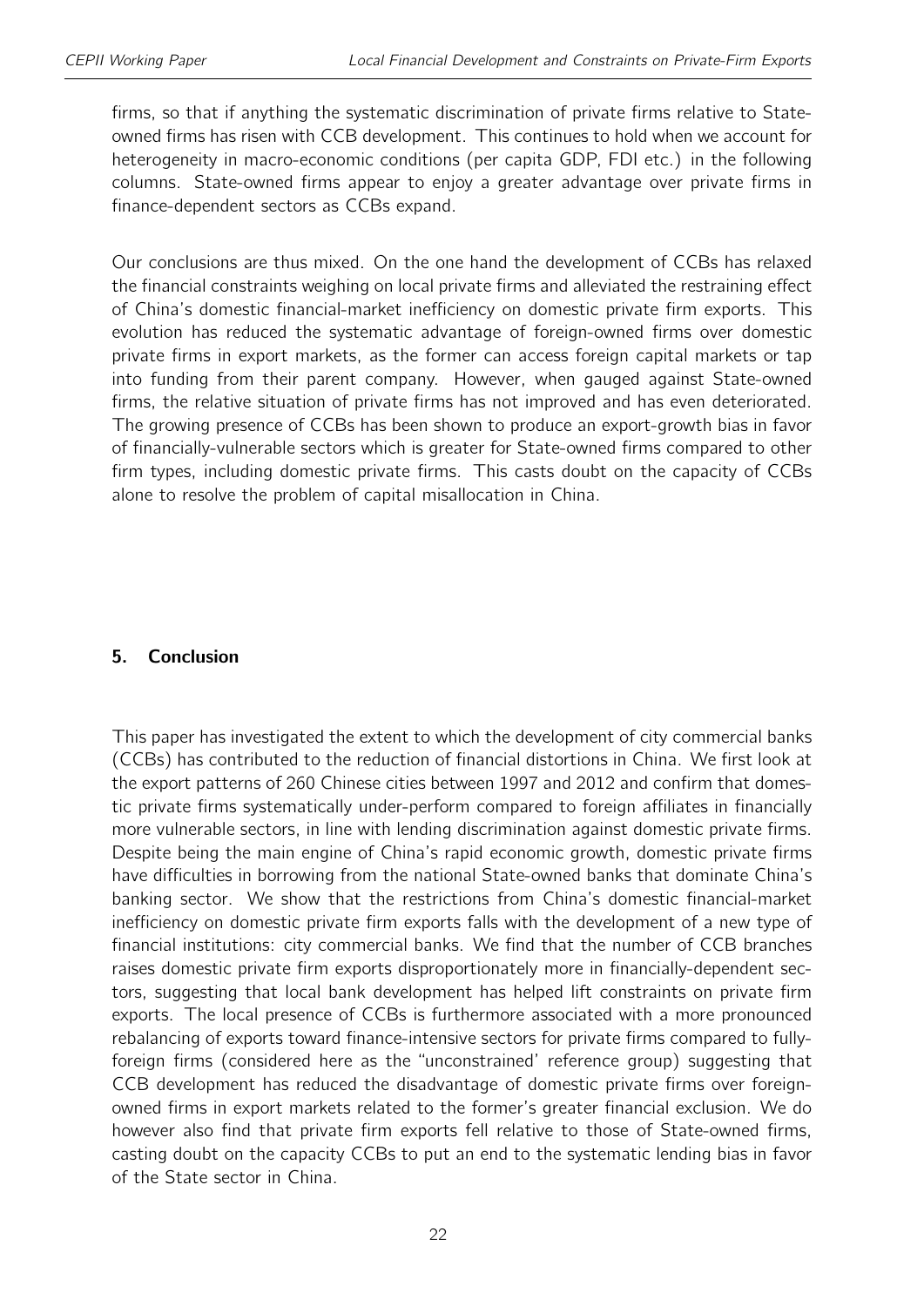firms, so that if anything the systematic discrimination of private firms relative to State-owned firms has risen with CCB development. This continues to hold when we account for heterogeneity in macro-economic conditions (per capita GDP, FDI etc.) in the following columns. State-owned firms appear to enjoy a greater advantage over private firms in finance-dependent sectors as CCBs expand.

Our conclusions are thus mixed. On the one hand the development of CCBs has relaxed the financial constraints weighing on local private firms and alleviated the restraining effect of China's domestic financial-market inefficiency on domestic private firm exports. This evolution has reduced the systematic advantage of foreign-owned firms over domestic private firms in export markets, as the former can access foreign capital markets or tap into funding from their parent company. However, when gauged against State-owned firms, the relative situation of private firms has not improved and has even deteriorated. The growing presence of CCBs has been shown to produce an export-growth bias in favor of financially-vulnerable sectors which is greater for State-owned firms compared to other firm types, including domestic private firms. This casts doubt on the capacity of CCBs alone to resolve the problem of capital misallocation in China.

## 5. Conclusion

This paper has investigated the extent to which the development of city commercial banks (CCBs) has contributed to the reduction of financial distortions in China. We first look at the export patterns of 260 Chinese cities between 1997 and 2012 and confirm that domestic private firms systematically under-perform compared to foreign affiliates in financially more vulnerable sectors, in line with lending discrimination against domestic private firms. Despite being the main engine of China's rapid economic growth, domestic private firms have difficulties in borrowing from the national State-owned banks that dominate China's banking sector. We show that the restrictions from China's domestic financial-market inefficiency on domestic private firm exports falls with the development of a new type of financial institutions: city commercial banks. We find that the number of CCB branches raises domestic private firm exports disproportionately more in financially-dependent sectors, suggesting that local bank development has helped lift constraints on private firm exports. The local presence of CCBs is furthermore associated with a more pronounced rebalancing of exports toward finance-intensive sectors for private firms compared to fully-foreign firms (considered here as the "unconstrained' reference group) suggesting that CCB development has reduced the disadvantage of domestic private firms over foreign-owned firms in export markets related to the former's greater financial exclusion. We do however also find that private firm exports fell relative to those of State-owned firms, casting doubt on the capacity CCBs to put an end to the systematic lending bias in favor of the State sector in China.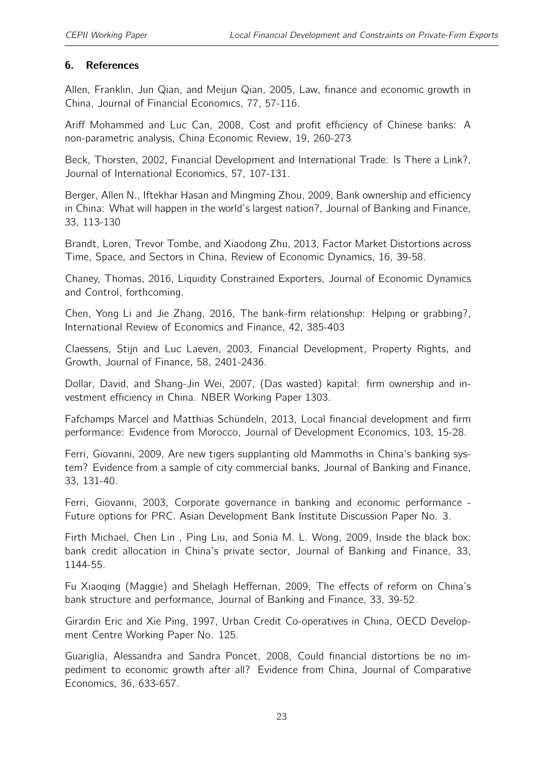## 6. References

Allen, Franklin, Jun Qian, and Meijun Qian, 2005, Law, finance and economic growth in China, Journal of Financial Economics, 77, 57-116.

Ariff Mohammed and Luc Can, 2008, Cost and profit efficiency of Chinese banks: A non-parametric analysis, China Economic Review, 19, 260-273

Beck, Thorsten, 2002, Financial Development and International Trade: Is There a Link?, Journal of International Economics, 57, 107-131.

Berger, Allen N., Iftekhar Hasan and Mingming Zhou, 2009, Bank ownership and efficiency in China: What will happen in the world's largest nation?, Journal of Banking and Finance, 33, 113-130

Brandt, Loren, Trevor Tombe, and Xiaodong Zhu, 2013, Factor Market Distortions across Time, Space, and Sectors in China, Review of Economic Dynamics, 16, 39-58.

Chaney, Thomas, 2016, Liquidity Constrained Exporters, Journal of Economic Dynamics and Control, forthcoming.

Chen, Yong Li and Jie Zhang, 2016, The bank-firm relationship: Helping or grabbing?, International Review of Economics and Finance, 42, 385-403

Claessens, Stijn and Luc Laeven, 2003, Financial Development, Property Rights, and Growth, Journal of Finance, 58, 2401-2436.

Dollar, David, and Shang-Jin Wei, 2007, (Das wasted) kapital: firm ownership and investment efficiency in China. NBER Working Paper 1303.

Fafchamps Marcel and Matthias Schündeln, 2013, Local financial development and firm performance: Evidence from Morocco, Journal of Development Economics, 103, 15-28.

Ferri, Giovanni, 2009, Are new tigers supplanting old Mammoths in China's banking system? Evidence from a sample of city commercial banks, Journal of Banking and Finance, 33, 131-40.

Ferri, Giovanni, 2003, Corporate governance in banking and economic performance - Future options for PRC. Asian Development Bank Institute Discussion Paper No. 3.

Firth Michael, Chen Lin , Ping Liu, and Sonia M. L. Wong, 2009, Inside the black box: bank credit allocation in China's private sector, Journal of Banking and Finance, 33, 1144-55.

Fu Xiaoqing (Maggie) and Shelagh Heffernan, 2009, The effects of reform on China's bank structure and performance, Journal of Banking and Finance, 33, 39-52.

Girardin Eric and Xie Ping, 1997, Urban Credit Co-operatives in China, OECD Development Centre Working Paper No. 125.

Guariglia, Alessandra and Sandra Poncet, 2008, Could financial distortions be no impediment to economic growth after all? Evidence from China, Journal of Comparative Economics, 36, 633-657.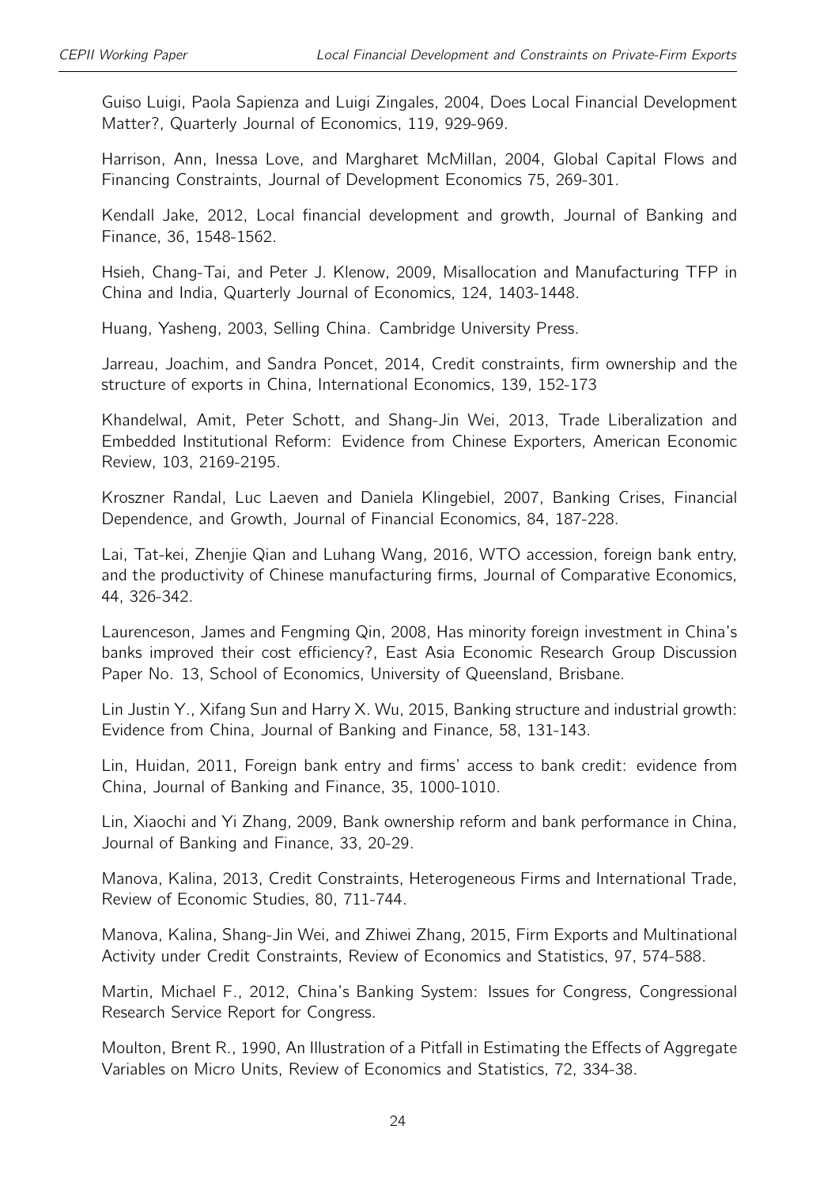Guiso Luigi, Paola Sapienza and Luigi Zingales, 2004, Does Local Financial Development Matter?, Quarterly Journal of Economics, 119, 929-969.

Harrison, Ann, Inessa Love, and Margharet McMillan, 2004, Global Capital Flows and Financing Constraints, Journal of Development Economics 75, 269-301.

Kendall Jake, 2012, Local financial development and growth, Journal of Banking and Finance, 36, 1548-1562.

Hsieh, Chang-Tai, and Peter J. Klenow, 2009, Misallocation and Manufacturing TFP in China and India, Quarterly Journal of Economics, 124, 1403-1448.

Huang, Yasheng, 2003, Selling China. Cambridge University Press.

Jarreau, Joachim, and Sandra Poncet, 2014, Credit constraints, firm ownership and the structure of exports in China, International Economics, 139, 152-173

Khandelwal, Amit, Peter Schott, and Shang-Jin Wei, 2013, Trade Liberalization and Embedded Institutional Reform: Evidence from Chinese Exporters, American Economic Review, 103, 2169-2195.

Kroszner Randal, Luc Laeven and Daniela Klingebiel, 2007, Banking Crises, Financial Dependence, and Growth, Journal of Financial Economics, 84, 187-228.

Lai, Tat-kei, Zhenjie Qian and Luhang Wang, 2016, WTO accession, foreign bank entry, and the productivity of Chinese manufacturing firms, Journal of Comparative Economics, 44, 326-342.

Laurenceson, James and Fengming Qin, 2008, Has minority foreign investment in China's banks improved their cost efficiency?, East Asia Economic Research Group Discussion Paper No. 13, School of Economics, University of Queensland, Brisbane.

Lin Justin Y., Xifang Sun and Harry X. Wu, 2015, Banking structure and industrial growth: Evidence from China, Journal of Banking and Finance, 58, 131-143.

Lin, Huidan, 2011, Foreign bank entry and firms' access to bank credit: evidence from China, Journal of Banking and Finance, 35, 1000-1010.

Lin, Xiaochi and Yi Zhang, 2009, Bank ownership reform and bank performance in China, Journal of Banking and Finance, 33, 20-29.

Manova, Kalina, 2013, Credit Constraints, Heterogeneous Firms and International Trade, Review of Economic Studies, 80, 711-744.

Manova, Kalina, Shang-Jin Wei, and Zhiwei Zhang, 2015, Firm Exports and Multinational Activity under Credit Constraints, Review of Economics and Statistics, 97, 574-588.

Martin, Michael F., 2012, China's Banking System: Issues for Congress, Congressional Research Service Report for Congress.

Moulton, Brent R., 1990, An Illustration of a Pitfall in Estimating the Effects of Aggregate Variables on Micro Units, Review of Economics and Statistics, 72, 334-38.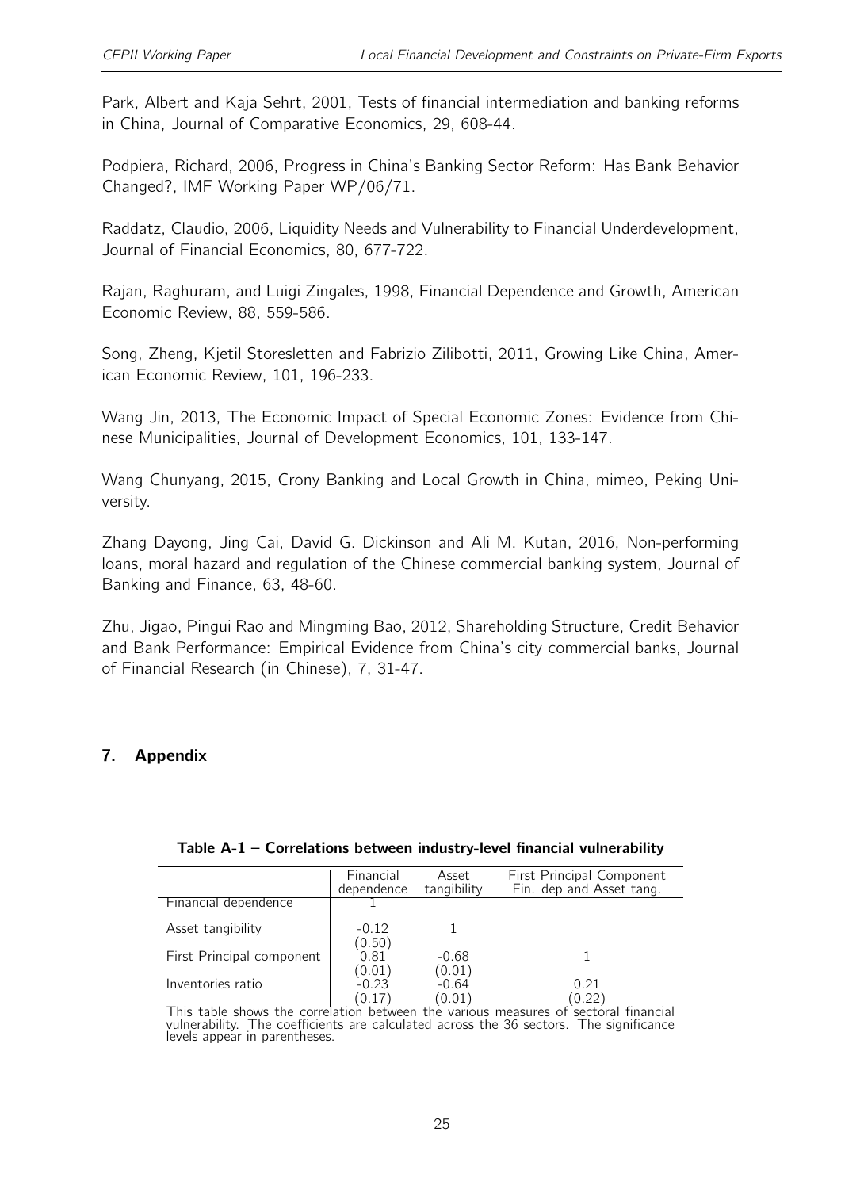Park, Albert and Kaja Sehrt, 2001, Tests of financial intermediation and banking reforms in China, Journal of Comparative Economics, 29, 608-44.

Podpiera, Richard, 2006, Progress in China's Banking Sector Reform: Has Bank Behavior Changed?, IMF Working Paper WP/06/71.

Raddatz, Claudio, 2006, Liquidity Needs and Vulnerability to Financial Underdevelopment, Journal of Financial Economics, 80, 677-722.

Rajan, Raghuram, and Luigi Zingales, 1998, Financial Dependence and Growth, American Economic Review, 88, 559-586.

Song, Zheng, Kjetil Storesletten and Fabrizio Zilibotti, 2011, Growing Like China, American Economic Review, 101, 196-233.

Wang Jin, 2013, The Economic Impact of Special Economic Zones: Evidence from Chinese Municipalities, Journal of Development Economics, 101, 133-147.

Wang Chunyang, 2015, Crony Banking and Local Growth in China, mimeo, Peking University.

Zhang Dayong, Jing Cai, David G. Dickinson and Ali M. Kutan, 2016, Non-performing loans, moral hazard and regulation of the Chinese commercial banking system, Journal of Banking and Finance, 63, 48-60.

Zhu, Jigao, Pingui Rao and Mingming Bao, 2012, Shareholding Structure, Credit Behavior and Bank Performance: Empirical Evidence from China's city commercial banks, Journal of Financial Research (in Chinese), 7, 31-47.

## 7. Appendix

**Table A-1 – Correlations between industry-level financial vulnerability**

| | Financial dependence | Asset tangibility | First Principal Component Fin. dep and Asset tang. |
|---|---|---|---|
| Financial dependence | 1 | | |
| Asset tangibility | -0.12 | 1 | |
| | (0.50) | | |
| First Principal component | 0.81 | -0.68 | 1 |
| | (0.01) | (0.01) | |
| Inventories ratio | -0.23 | -0.64 | 0.21 |
| | (0.17) | (0.01) | (0.22) |

This table shows the correlation between the various measures of sectoral financial vulnerability. The coefficients are calculated across the 36 sectors. The significance levels appear in parentheses.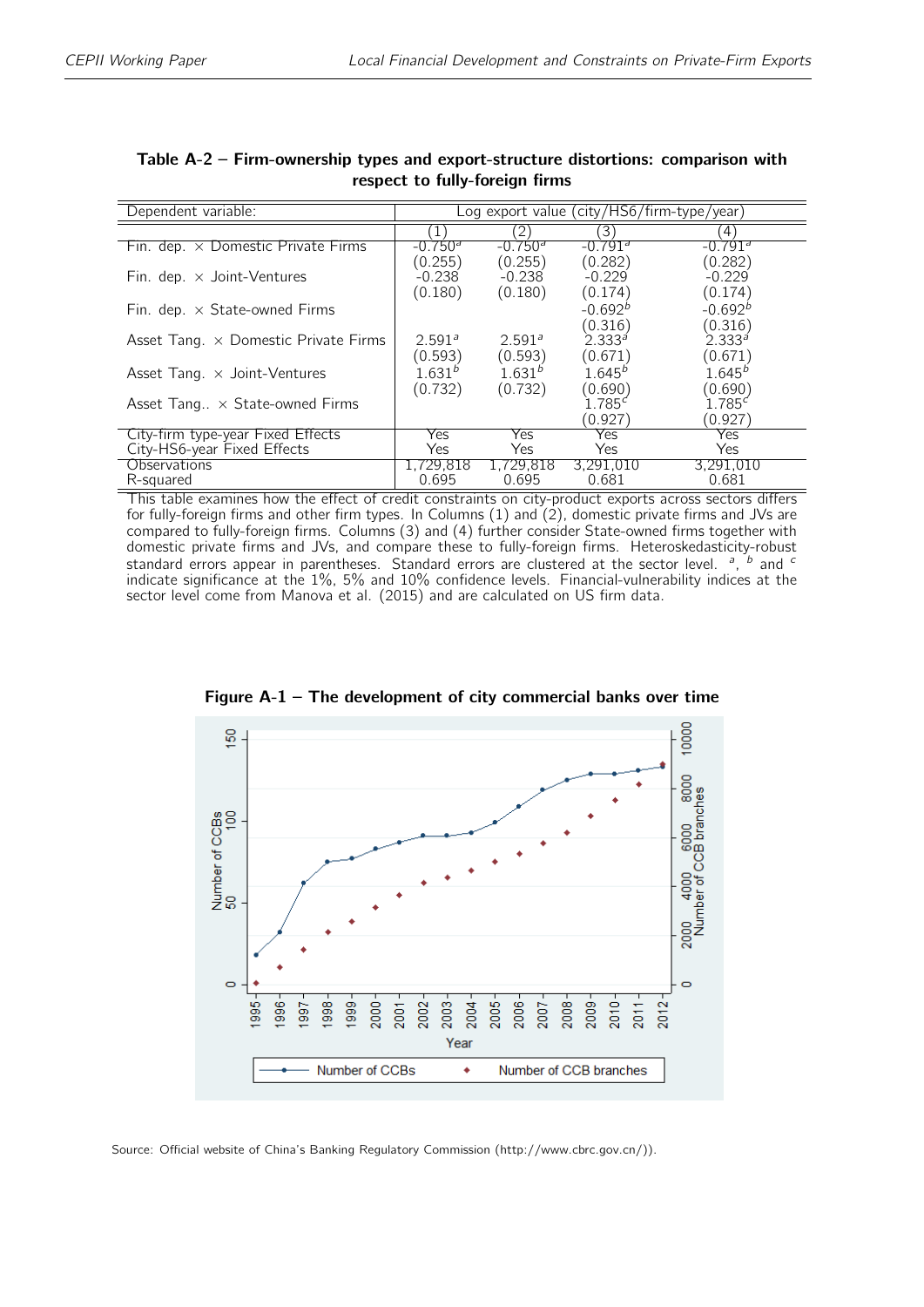**Table A-2 – Firm-ownership types and export-structure distortions: comparison with respect to fully-foreign firms**

| Dependent variable: | Log export value (city/HS6/firm-type/year) | | | |
|---|---|---|---|---|
| | (1) | (2) | (3) | (4) |
| Fin. dep. × Domestic Private Firms | -0.750[a] | -0.750[a] | -0.791[a] | -0.791[a] |
| | (0.255) | (0.255) | (0.282) | (0.282) |
| Fin. dep. × Joint-Ventures | -0.238 | -0.238 | -0.229 | -0.229 |
| | (0.180) | (0.180) | (0.174) | (0.174) |
| Fin. dep. × State-owned Firms | | | -0.692[b] | -0.692[b] |
| | | | (0.316) | (0.316) |
| Asset Tang. × Domestic Private Firms | 2.591[a] | 2.591[a] | 2.333[a] | 2.333[a] |
| | (0.593) | (0.593) | (0.671) | (0.671) |
| Asset Tang. × Joint-Ventures | 1.631[b] | 1.631[b] | 1.645[b] | 1.645[b] |
| | (0.732) | (0.732) | (0.690) | (0.690) |
| Asset Tang.. × State-owned Firms | | | 1.785[c] | 1.785[c] |
| | | | (0.927) | (0.927) |
| City-firm type-year Fixed Effects | Yes | Yes | Yes | Yes |
| City-HS6-year Fixed Effects | Yes | Yes | Yes | Yes |
| Observations | 1,729,818 | 1,729,818 | 3,291,010 | 3,291,010 |
| R-squared | 0.695 | 0.695 | 0.681 | 0.681 |

This table examines how the effect of credit constraints on city-product exports across sectors differs for fully-foreign firms and other firm types. In Columns (1) and (2), domestic private firms and JVs are compared to fully-foreign firms. Columns (3) and (4) further consider State-owned firms together with domestic private firms and JVs, and compare these to fully-foreign firms. Heteroskedasticity-robust standard errors appear in parentheses. Standard errors are clustered at the sector level. [a], [b] and [c] indicate significance at the 1%, 5% and 10% confidence levels. Financial-vulnerability indices at the sector level come from Manova et al. (2015) and are calculated on US firm data.

**Figure A-1 – The development of city commercial banks over time**

Source: Official website of China's Banking Regulatory Commission (http://www.cbrc.gov.cn/)).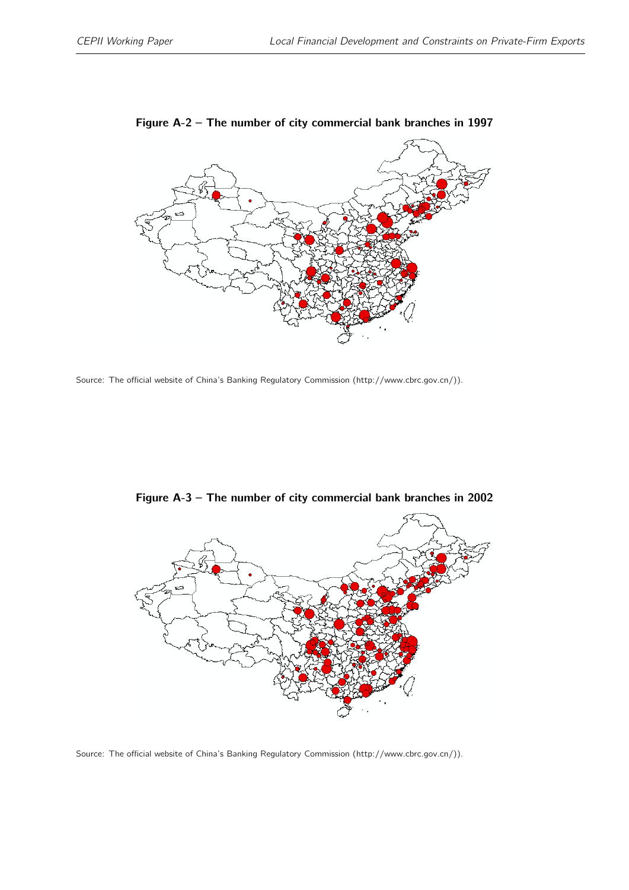**Figure A-2 – The number of city commercial bank branches in 1997**

Source: The official website of China's Banking Regulatory Commission (http://www.cbrc.gov.cn/)).

**Figure A-3 – The number of city commercial bank branches in 2002**

Source: The official website of China's Banking Regulatory Commission (http://www.cbrc.gov.cn/)).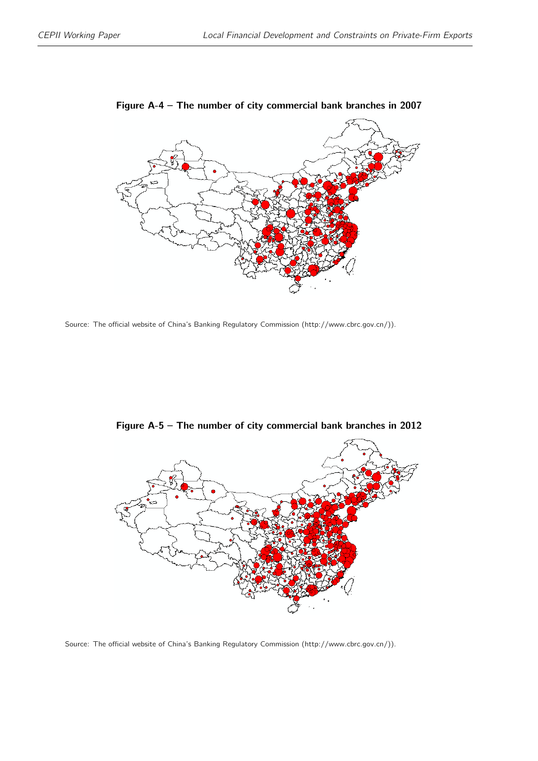**Figure A-4 – The number of city commercial bank branches in 2007**

Source: The official website of China's Banking Regulatory Commission (http://www.cbrc.gov.cn/)).

**Figure A-5 – The number of city commercial bank branches in 2012**

Source: The official website of China's Banking Regulatory Commission (http://www.cbrc.gov.cn/)).